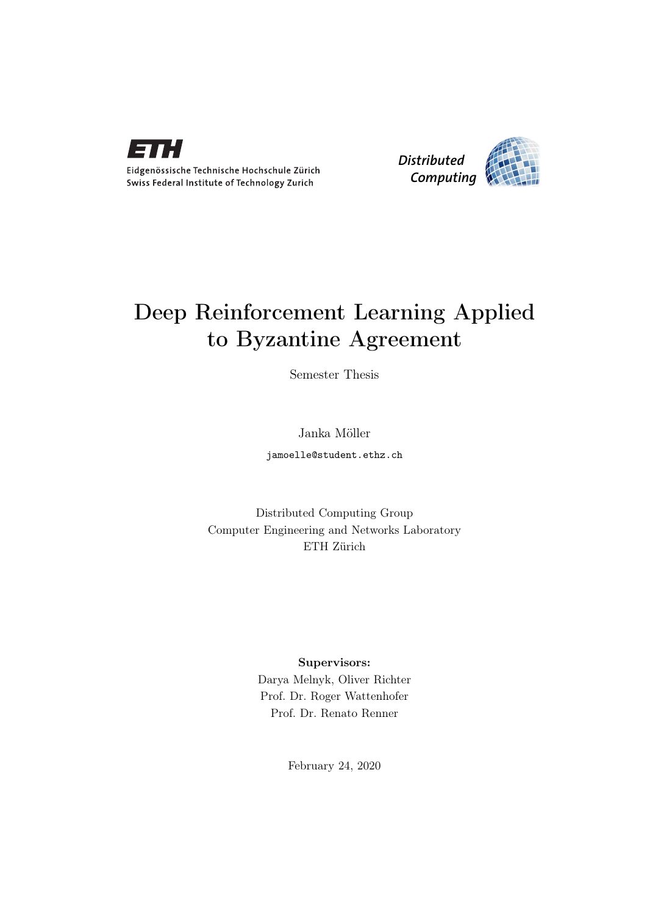Eidgenössische Technische Hochschule Zürich
Swiss Federal Institute of Technology Zurich

*Distributed Computing*

# Deep Reinforcement Learning Applied to Byzantine Agreement

Semester Thesis

Janka Möller

jamoelle@student.ethz.ch

Distributed Computing Group
Computer Engineering and Networks Laboratory
ETH Zürich

**Supervisors:**
Darya Melnyk, Oliver Richter
Prof. Dr. Roger Wattenhofer
Prof. Dr. Renato Renner

February 24, 2020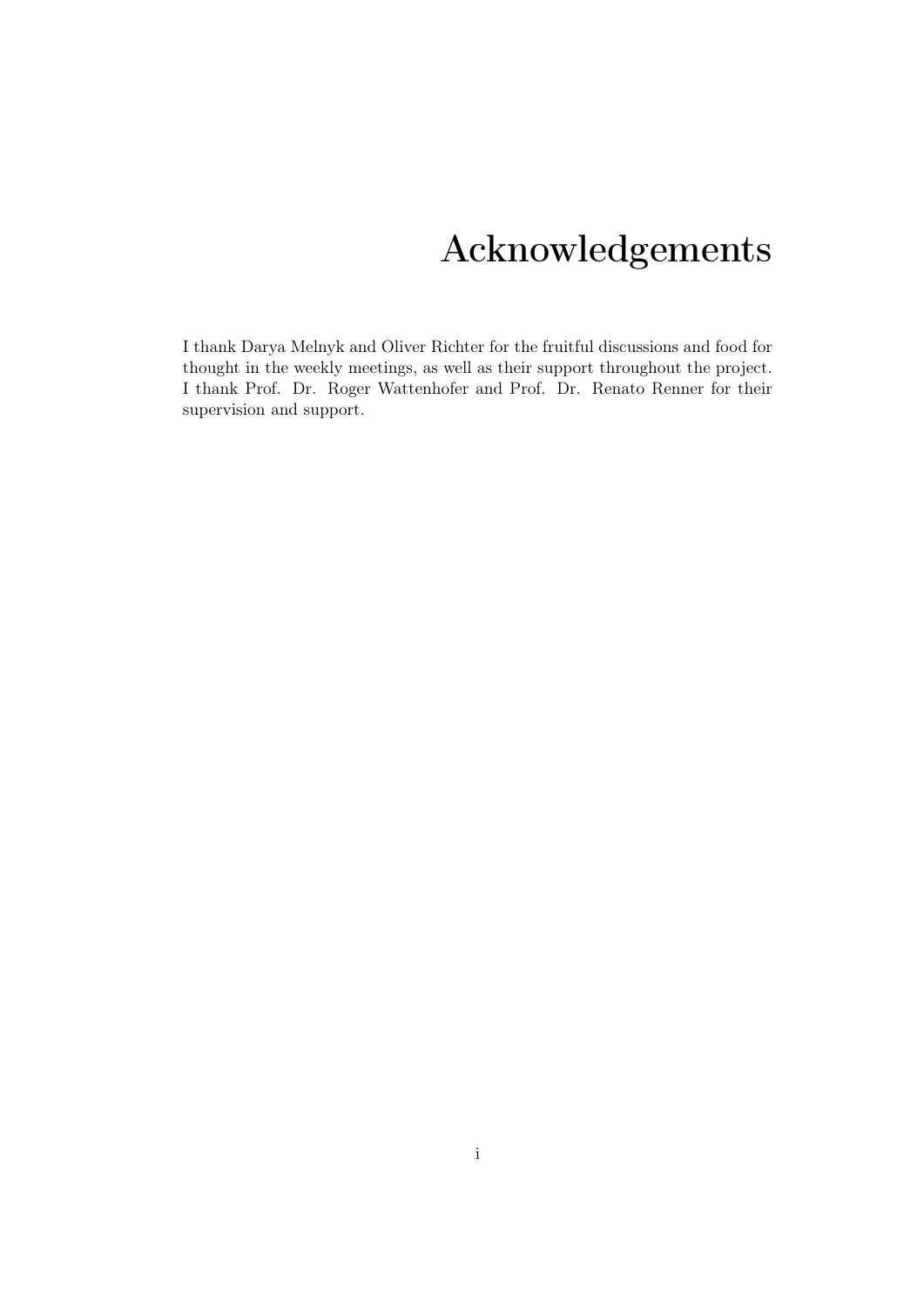# Acknowledgements

I thank Darya Melnyk and Oliver Richter for the fruitful discussions and food for thought in the weekly meetings, as well as their support throughout the project. I thank Prof. Dr. Roger Wattenhofer and Prof. Dr. Renato Renner for their supervision and support.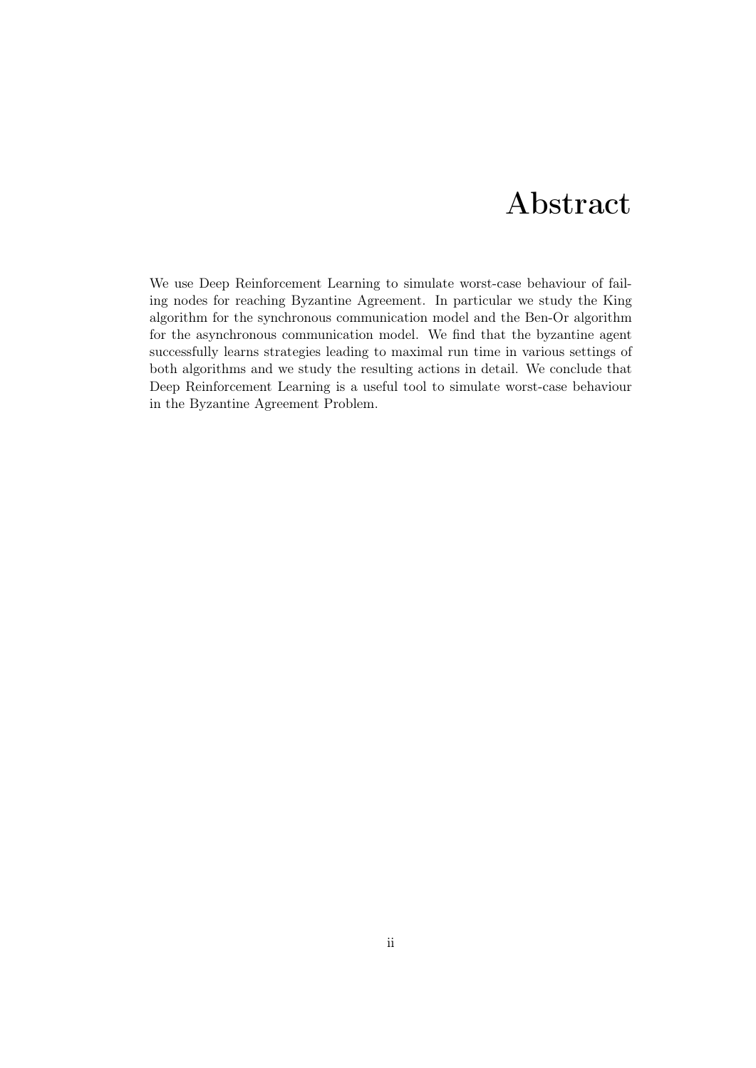# Abstract

We use Deep Reinforcement Learning to simulate worst-case behaviour of failing nodes for reaching Byzantine Agreement. In particular we study the King algorithm for the synchronous communication model and the Ben-Or algorithm for the asynchronous communication model. We find that the byzantine agent successfully learns strategies leading to maximal run time in various settings of both algorithms and we study the resulting actions in detail. We conclude that Deep Reinforcement Learning is a useful tool to simulate worst-case behaviour in the Byzantine Agreement Problem.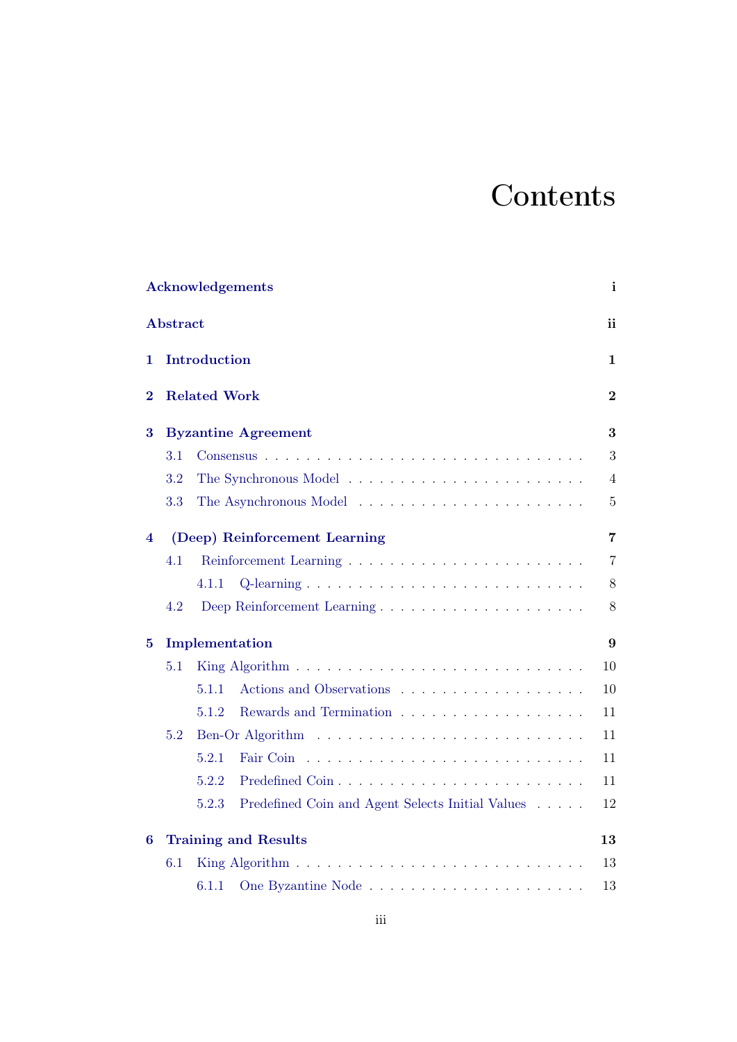# Contents

Acknowledgements ... i

Abstract ... ii

1 Introduction ... 1

2 Related Work ... 2

3 Byzantine Agreement ... 3
- 3.1 Consensus ... 3
- 3.2 The Synchronous Model ... 4
- 3.3 The Asynchronous Model ... 5

4 (Deep) Reinforcement Learning ... 7
- 4.1 Reinforcement Learning ... 7
  - 4.1.1 Q-learning ... 8
- 4.2 Deep Reinforcement Learning ... 8

5 Implementation ... 9
- 5.1 King Algorithm ... 10
  - 5.1.1 Actions and Observations ... 10
  - 5.1.2 Rewards and Termination ... 11
- 5.2 Ben-Or Algorithm ... 11
  - 5.2.1 Fair Coin ... 11
  - 5.2.2 Predefined Coin ... 11
  - 5.2.3 Predefined Coin and Agent Selects Initial Values ... 12

6 Training and Results ... 13
- 6.1 King Algorithm ... 13
  - 6.1.1 One Byzantine Node ... 13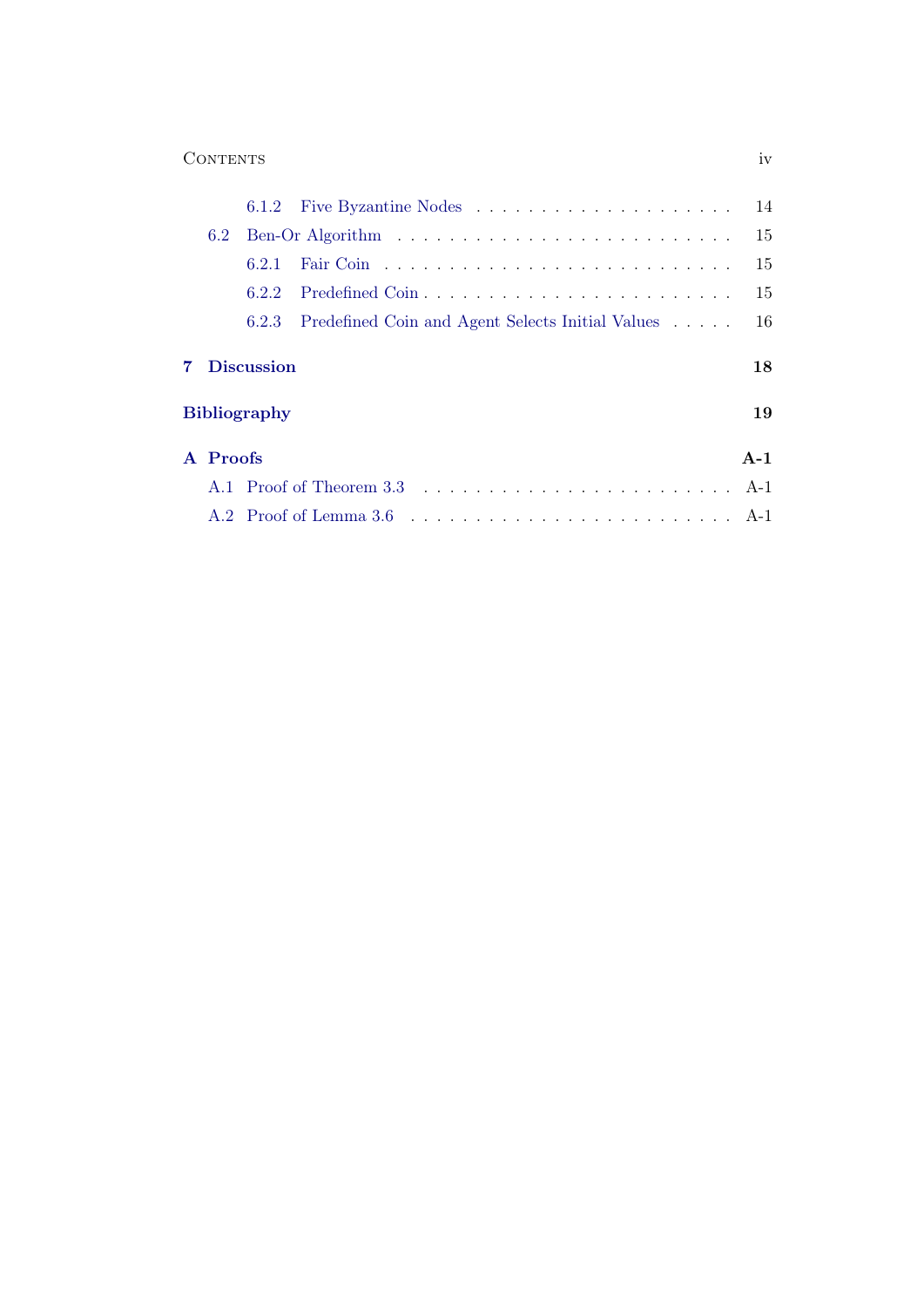- 6.1.2 Five Byzantine Nodes . . . . . . . . . . . . . . . . . . . . 14
- 6.2 Ben-Or Algorithm . . . . . . . . . . . . . . . . . . . . . . . . . 15
  - 6.2.1 Fair Coin . . . . . . . . . . . . . . . . . . . . . . . . . . 15
  - 6.2.2 Predefined Coin . . . . . . . . . . . . . . . . . . . . . . . 15
  - 6.2.3 Predefined Coin and Agent Selects Initial Values . . . . . 16

**7 Discussion** **18**

**Bibliography** **19**

**A Proofs** **A-1**

- A.1 Proof of Theorem 3.3 . . . . . . . . . . . . . . . . . . . . . . . A-1
- A.2 Proof of Lemma 3.6 . . . . . . . . . . . . . . . . . . . . . . . . A-1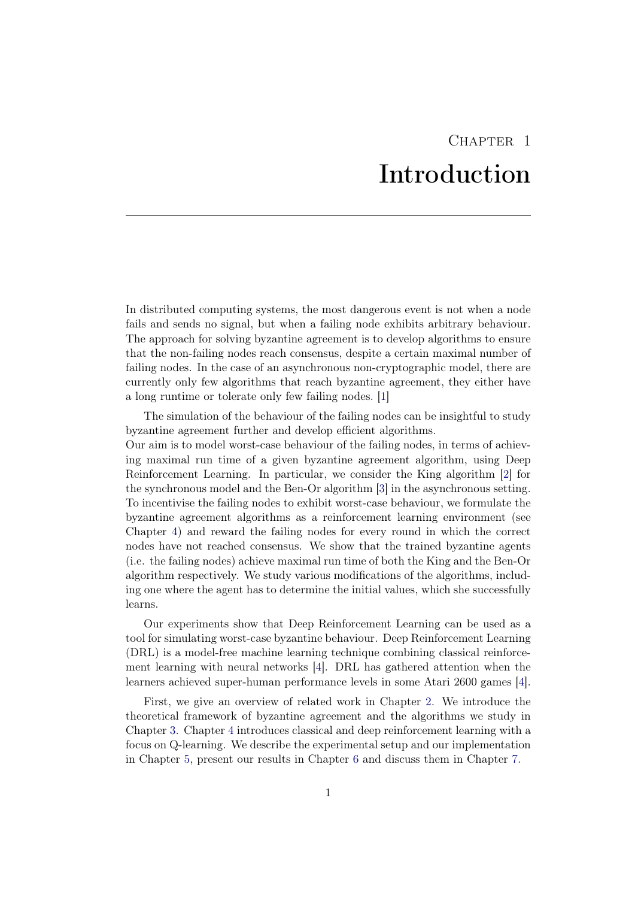# Chapter 1

# Introduction

In distributed computing systems, the most dangerous event is not when a node fails and sends no signal, but when a failing node exhibits arbitrary behaviour. The approach for solving byzantine agreement is to develop algorithms to ensure that the non-failing nodes reach consensus, despite a certain maximal number of failing nodes. In the case of an asynchronous non-cryptographic model, there are currently only few algorithms that reach byzantine agreement, they either have a long runtime or tolerate only few failing nodes. [1]

The simulation of the behaviour of the failing nodes can be insightful to study byzantine agreement further and develop efficient algorithms.
Our aim is to model worst-case behaviour of the failing nodes, in terms of achieving maximal run time of a given byzantine agreement algorithm, using Deep Reinforcement Learning. In particular, we consider the King algorithm [2] for the synchronous model and the Ben-Or algorithm [3] in the asynchronous setting. To incentivise the failing nodes to exhibit worst-case behaviour, we formulate the byzantine agreement algorithms as a reinforcement learning environment (see Chapter 4) and reward the failing nodes for every round in which the correct nodes have not reached consensus. We show that the trained byzantine agents (i.e. the failing nodes) achieve maximal run time of both the King and the Ben-Or algorithm respectively. We study various modifications of the algorithms, including one where the agent has to determine the initial values, which she successfully learns.

Our experiments show that Deep Reinforcement Learning can be used as a tool for simulating worst-case byzantine behaviour. Deep Reinforcement Learning (DRL) is a model-free machine learning technique combining classical reinforcement learning with neural networks [4]. DRL has gathered attention when the learners achieved super-human performance levels in some Atari 2600 games [4].

First, we give an overview of related work in Chapter 2. We introduce the theoretical framework of byzantine agreement and the algorithms we study in Chapter 3. Chapter 4 introduces classical and deep reinforcement learning with a focus on Q-learning. We describe the experimental setup and our implementation in Chapter 5, present our results in Chapter 6 and discuss them in Chapter 7.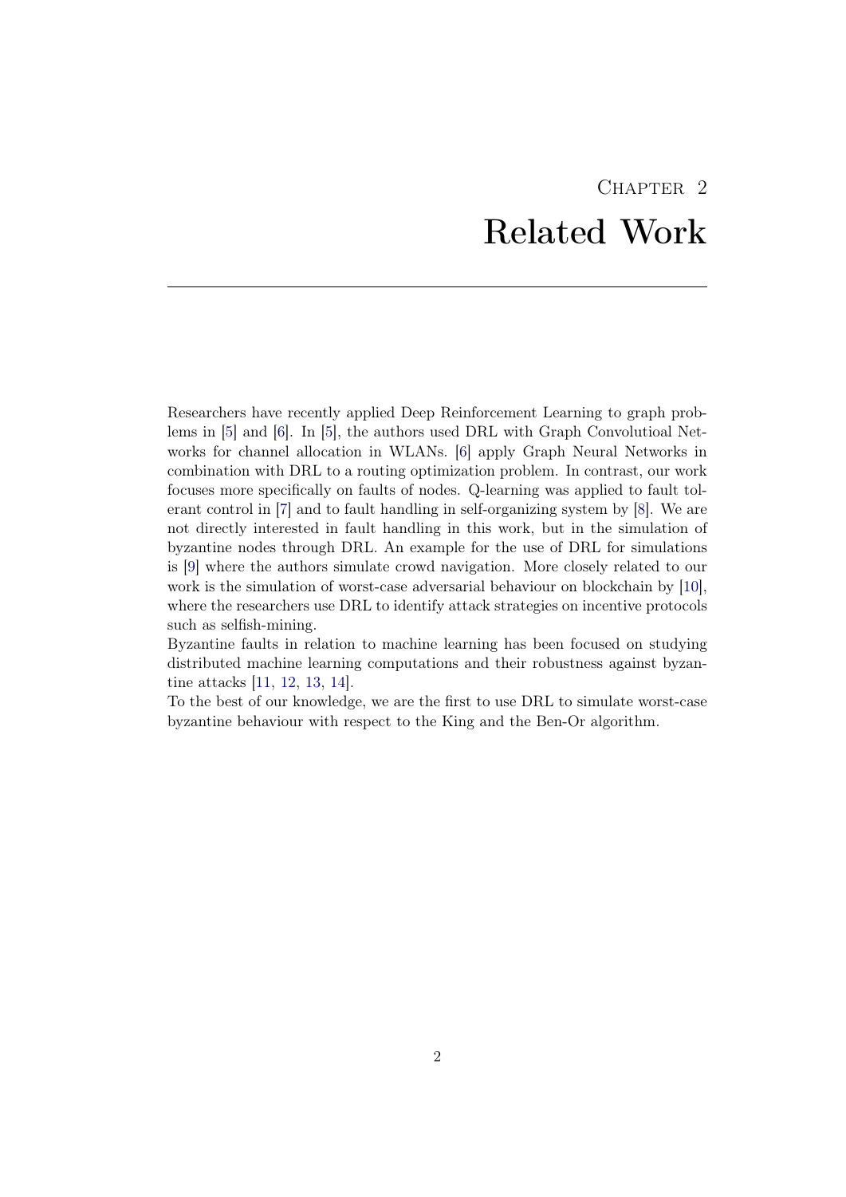# Chapter 2
# Related Work

Researchers have recently applied Deep Reinforcement Learning to graph problems in [5] and [6]. In [5], the authors used DRL with Graph Convolutioal Networks for channel allocation in WLANs. [6] apply Graph Neural Networks in combination with DRL to a routing optimization problem. In contrast, our work focuses more specifically on faults of nodes. Q-learning was applied to fault tolerant control in [7] and to fault handling in self-organizing system by [8]. We are not directly interested in fault handling in this work, but in the simulation of byzantine nodes through DRL. An example for the use of DRL for simulations is [9] where the authors simulate crowd navigation. More closely related to our work is the simulation of worst-case adversarial behaviour on blockchain by [10], where the researchers use DRL to identify attack strategies on incentive protocols such as selfish-mining.

Byzantine faults in relation to machine learning has been focused on studying distributed machine learning computations and their robustness against byzantine attacks [11, 12, 13, 14].

To the best of our knowledge, we are the first to use DRL to simulate worst-case byzantine behaviour with respect to the King and the Ben-Or algorithm.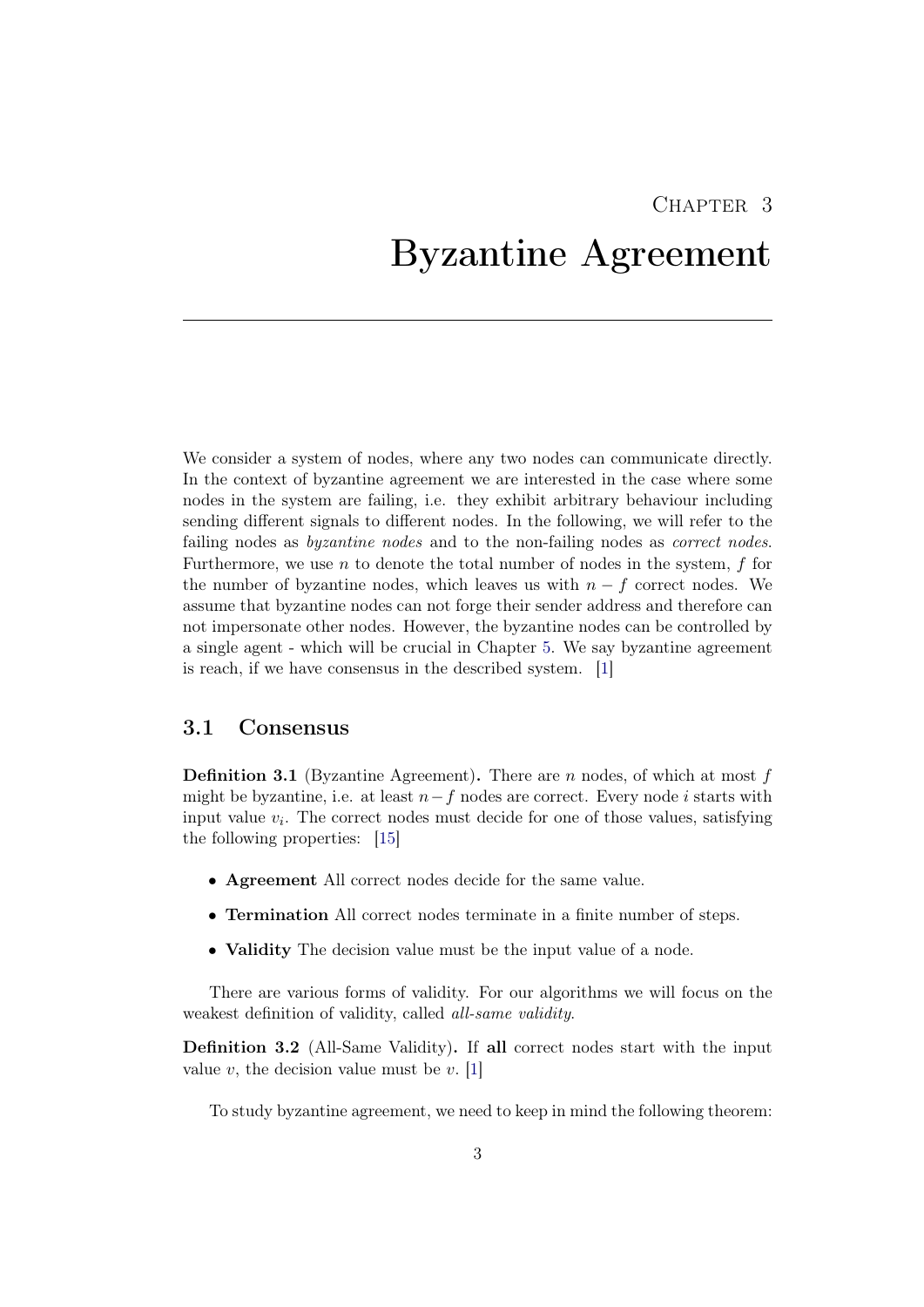# Chapter 3
# Byzantine Agreement

We consider a system of nodes, where any two nodes can communicate directly. In the context of byzantine agreement we are interested in the case where some nodes in the system are failing, i.e. they exhibit arbitrary behaviour including sending different signals to different nodes. In the following, we will refer to the failing nodes as *byzantine nodes* and to the non-failing nodes as *correct nodes*. Furthermore, we use $n$ to denote the total number of nodes in the system, $f$ for the number of byzantine nodes, which leaves us with $n - f$ correct nodes. We assume that byzantine nodes can not forge their sender address and therefore can not impersonate other nodes. However, the byzantine nodes can be controlled by a single agent - which will be crucial in Chapter 5. We say byzantine agreement is reach, if we have consensus in the described system. [1]

## 3.1 Consensus

**Definition 3.1** (Byzantine Agreement)**.** There are $n$ nodes, of which at most $f$ might be byzantine, i.e. at least $n-f$ nodes are correct. Every node $i$ starts with input value $v_i$. The correct nodes must decide for one of those values, satisfying the following properties: [15]

- **Agreement** All correct nodes decide for the same value.
- **Termination** All correct nodes terminate in a finite number of steps.
- **Validity** The decision value must be the input value of a node.

There are various forms of validity. For our algorithms we will focus on the weakest definition of validity, called *all-same validity*.

**Definition 3.2** (All-Same Validity)**.** If **all** correct nodes start with the input value $v$, the decision value must be $v$. [1]

To study byzantine agreement, we need to keep in mind the following theorem: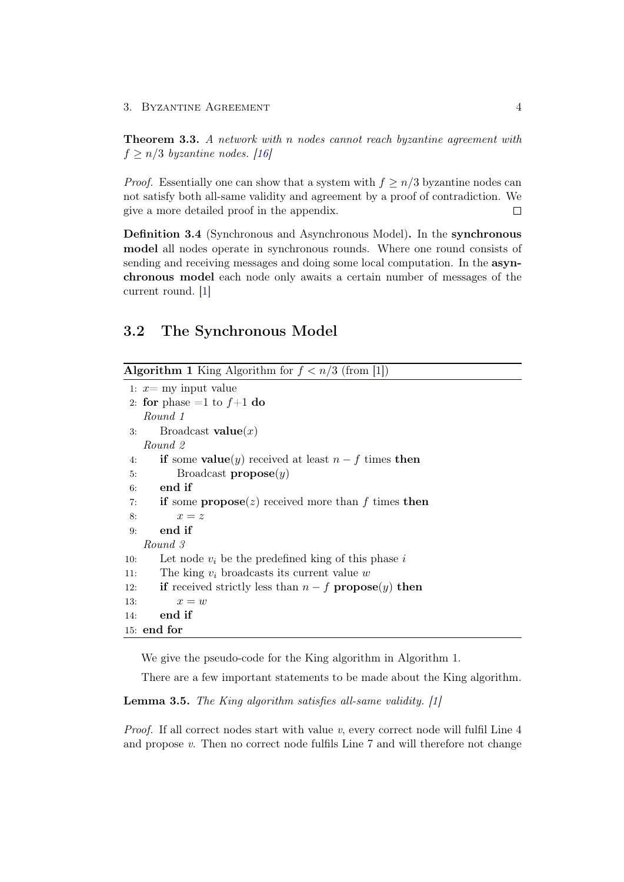**Theorem 3.3.** *A network with n nodes cannot reach byzantine agreement with $f \geq n/3$ byzantine nodes. [16]*

*Proof.* Essentially one can show that a system with $f \geq n/3$ byzantine nodes can not satisfy both all-same validity and agreement by a proof of contradiction. We give a more detailed proof in the appendix. □

**Definition 3.4** (Synchronous and Asynchronous Model)**.** In the **synchronous model** all nodes operate in synchronous rounds. Where one round consists of sending and receiving messages and doing some local computation. In the **asynchronous model** each node only awaits a certain number of messages of the current round. [1]

## 3.2 The Synchronous Model

**Algorithm 1** King Algorithm for $f < n/3$ (from [1])

```
1: x= my input value
2: for phase =1 to f+1 do
   Round 1
3:     Broadcast value(x)
   Round 2
4:     if some value(y) received at least n − f times then
5:         Broadcast propose(y)
6:     end if
7:     if some propose(z) received more than f times then
8:         x = z
9:     end if
   Round 3
10:    Let node v_i be the predefined king of this phase i
11:    The king v_i broadcasts its current value w
12:    if received strictly less than n − f propose(y) then
13:        x = w
14:    end if
15: end for
```

We give the pseudo-code for the King algorithm in Algorithm 1.

There are a few important statements to be made about the King algorithm.

**Lemma 3.5.** *The King algorithm satisfies all-same validity. [1]*

*Proof.* If all correct nodes start with value $v$, every correct node will fulfil Line 4 and propose $v$. Then no correct node fulfils Line 7 and will therefore not change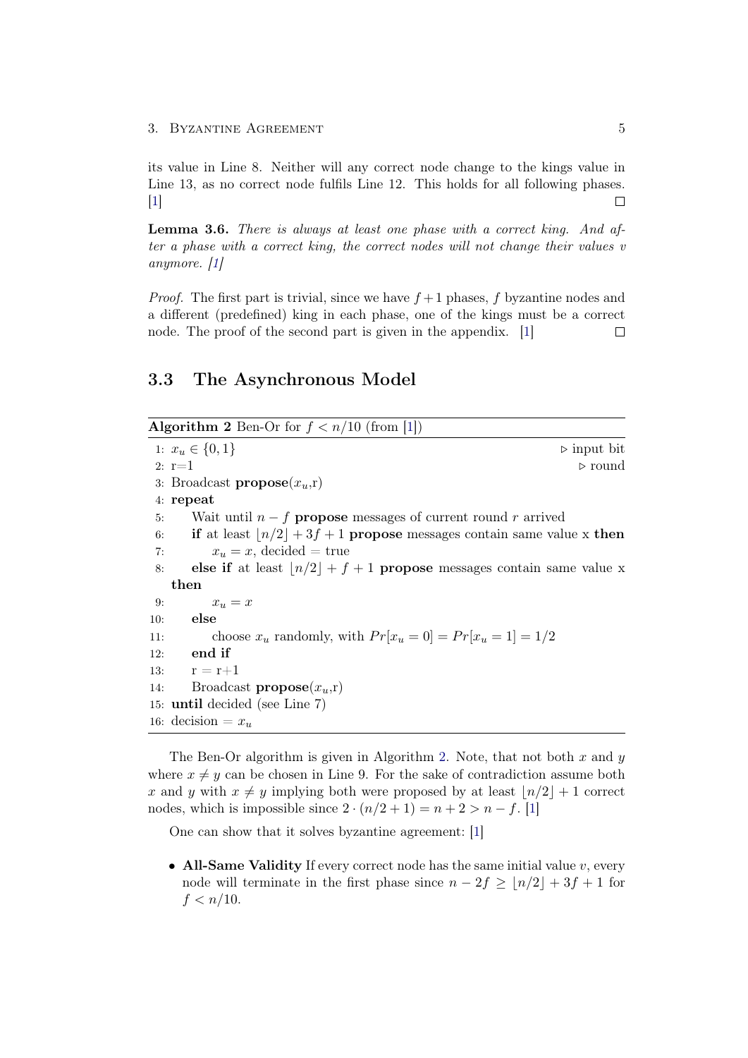its value in Line 8. Neither will any correct node change to the kings value in Line 13, as no correct node fulfils Line 12. This holds for all following phases. [1] □

**Lemma 3.6.** *There is always at least one phase with a correct king. And after a phase with a correct king, the correct nodes will not change their values v anymore. [1]*

*Proof.* The first part is trivial, since we have $f+1$ phases, $f$ byzantine nodes and a different (predefined) king in each phase, one of the kings must be a correct node. The proof of the second part is given in the appendix. [1] □

## 3.3 The Asynchronous Model

**Algorithm 2** Ben-Or for $f < n/10$ (from [1])

```
1: x_u ∈ {0,1}                                              ▷ input bit
2: r=1                                                      ▷ round
3: Broadcast propose(x_u,r)
4: repeat
5:     Wait until n − f propose messages of current round r arrived
6:     if at least ⌊n/2⌋ + 3f + 1 propose messages contain same value x then
7:         x_u = x, decided = true
8:     else if at least ⌊n/2⌋ + f + 1 propose messages contain same value x
       then
9:         x_u = x
10:    else
11:        choose x_u randomly, with Pr[x_u = 0] = Pr[x_u = 1] = 1/2
12:    end if
13:    r = r+1
14:    Broadcast propose(x_u,r)
15: until decided (see Line 7)
16: decision = x_u
```

The Ben-Or algorithm is given in Algorithm 2. Note, that not both $x$ and $y$ where $x \neq y$ can be chosen in Line 9. For the sake of contradiction assume both $x$ and $y$ with $x \neq y$ implying both were proposed by at least $\lfloor n/2 \rfloor + 1$ correct nodes, which is impossible since $2 \cdot (n/2+1) = n+2 > n-f$. [1]

One can show that it solves byzantine agreement: [1]

- **All-Same Validity** If every correct node has the same initial value $v$, every node will terminate in the first phase since $n - 2f \geq \lfloor n/2 \rfloor + 3f + 1$ for $f < n/10$.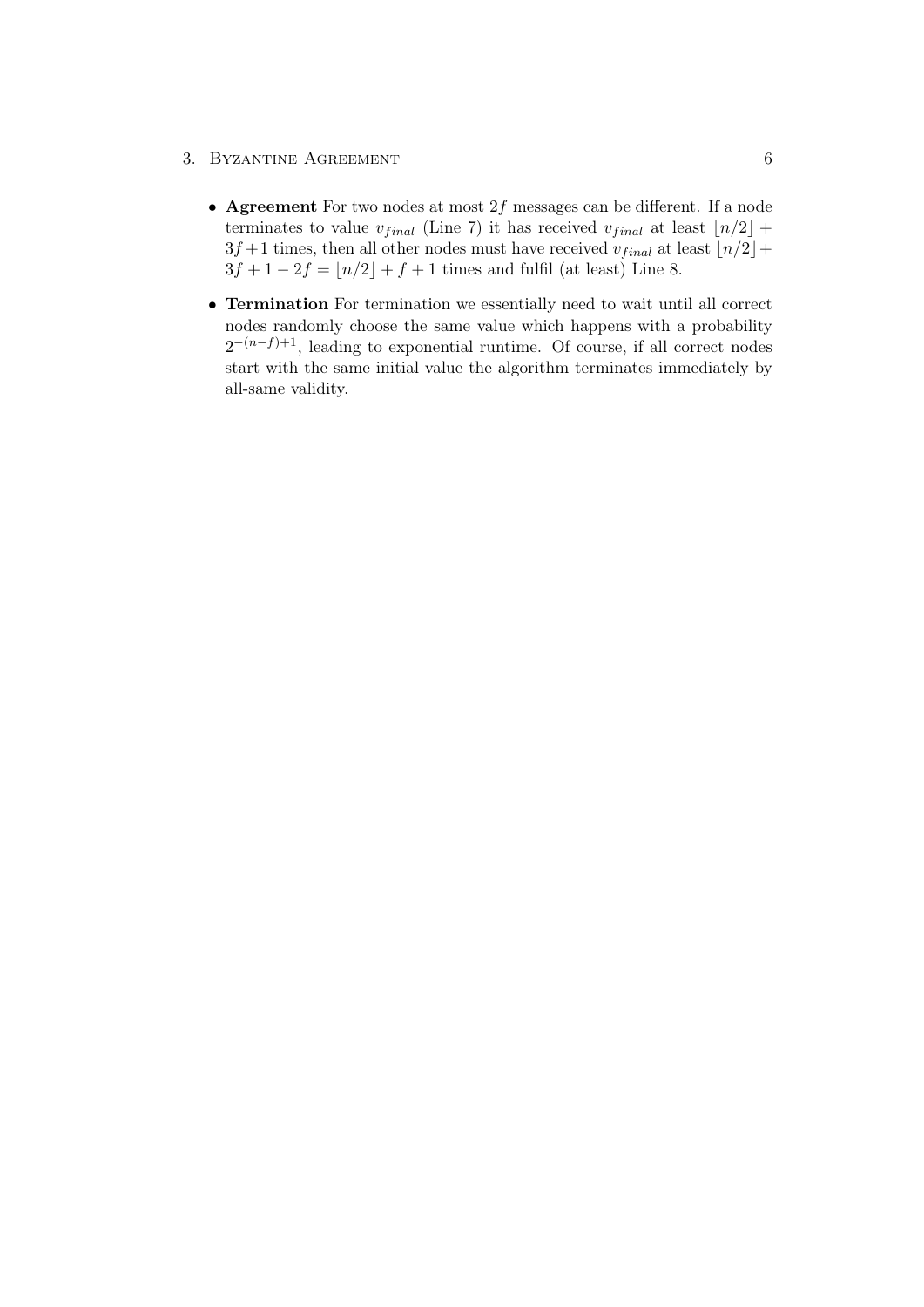- **Agreement** For two nodes at most $2f$ messages can be different. If a node terminates to value $v_{final}$ (Line 7) it has received $v_{final}$ at least $\lfloor n/2 \rfloor + 3f + 1$ times, then all other nodes must have received $v_{final}$ at least $\lfloor n/2 \rfloor + 3f + 1 - 2f = \lfloor n/2 \rfloor + f + 1$ times and fulfil (at least) Line 8.

- **Termination** For termination we essentially need to wait until all correct nodes randomly choose the same value which happens with a probability $2^{-(n-f)+1}$, leading to exponential runtime. Of course, if all correct nodes start with the same initial value the algorithm terminates immediately by all-same validity.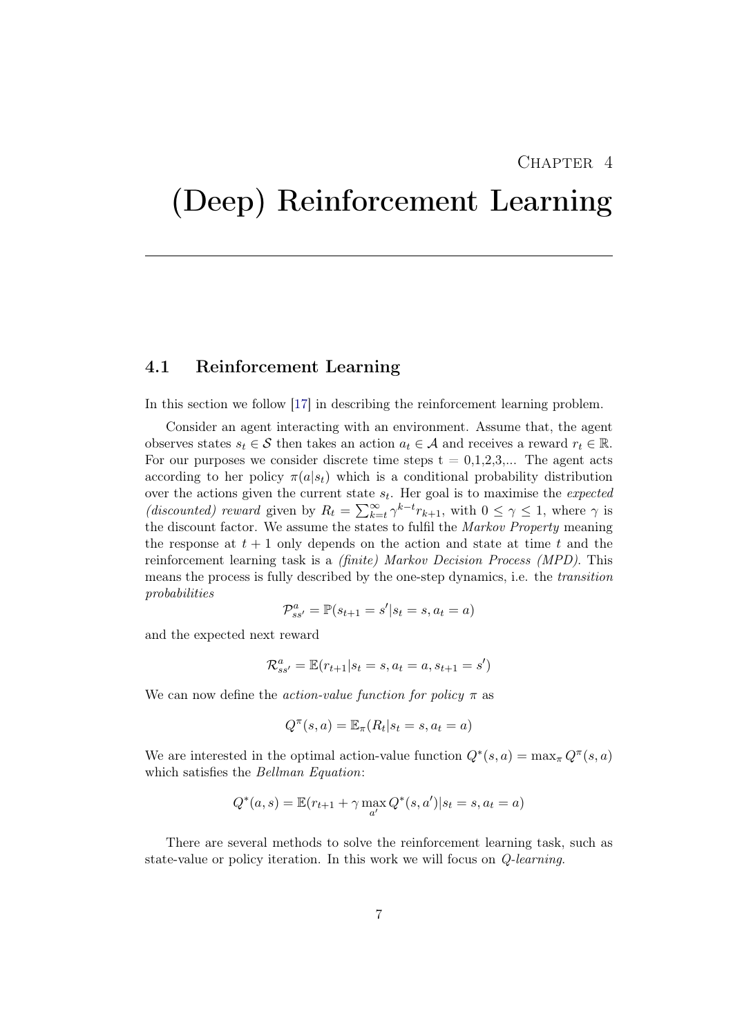# Chapter 4

# (Deep) Reinforcement Learning

## 4.1 Reinforcement Learning

In this section we follow [17] in describing the reinforcement learning problem.

Consider an agent interacting with an environment. Assume that, the agent observes states $s_t \in \mathcal{S}$ then takes an action $a_t \in \mathcal{A}$ and receives a reward $r_t \in \mathbb{R}$. For our purposes we consider discrete time steps t = 0,1,2,3,... The agent acts according to her policy $\pi(a|s_t)$ which is a conditional probability distribution over the actions given the current state $s_t$. Her goal is to maximise the *expected (discounted) reward* given by $R_t = \sum_{k=t}^{\infty} \gamma^{k-t} r_{k+1}$, with $0 \leq \gamma \leq 1$, where $\gamma$ is the discount factor. We assume the states to fulfil the *Markov Property* meaning the response at $t+1$ only depends on the action and state at time $t$ and the reinforcement learning task is a *(finite) Markov Decision Process (MPD)*. This means the process is fully described by the one-step dynamics, i.e. the *transition probabilities*

$$\mathcal{P}_{ss'}^{a} = \mathbb{P}(s_{t+1} = s' | s_t = s, a_t = a)$$

and the expected next reward

$$\mathcal{R}_{ss'}^{a} = \mathbb{E}(r_{t+1} | s_t = s, a_t = a, s_{t+1} = s')$$

We can now define the *action-value function for policy* $\pi$ as

$$Q^{\pi}(s, a) = \mathbb{E}_{\pi}(R_t | s_t = s, a_t = a)$$

We are interested in the optimal action-value function $Q^*(s, a) = \max_{\pi} Q^{\pi}(s, a)$ which satisfies the *Bellman Equation*:

$$Q^*(a, s) = \mathbb{E}(r_{t+1} + \gamma \max_{a'} Q^*(s, a') | s_t = s, a_t = a)$$

There are several methods to solve the reinforcement learning task, such as state-value or policy iteration. In this work we will focus on *Q-learning*.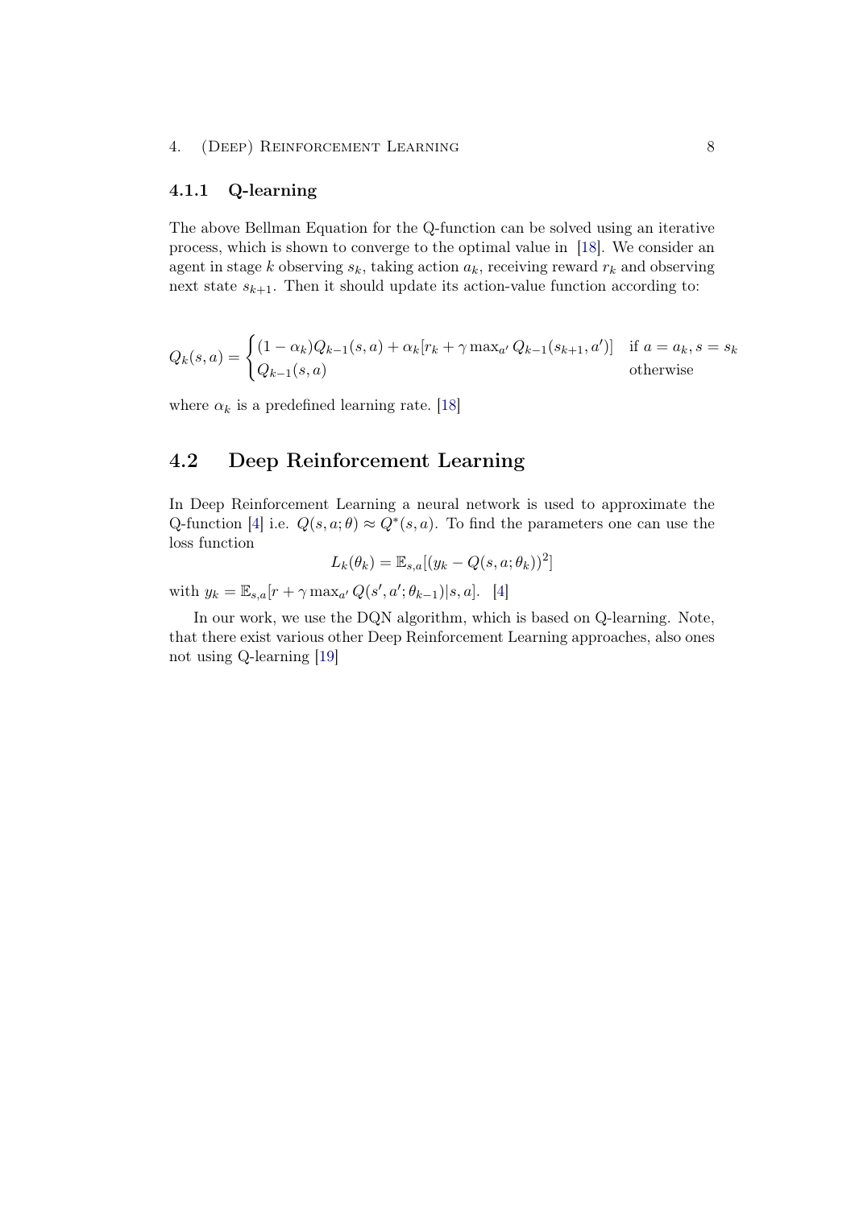### 4.1.1 Q-learning

The above Bellman Equation for the Q-function can be solved using an iterative process, which is shown to converge to the optimal value in [18]. We consider an agent in stage $k$ observing $s_k$, taking action $a_k$, receiving reward $r_k$ and observing next state $s_{k+1}$. Then it should update its action-value function according to:

$$Q_k(s,a) = \begin{cases} (1-\alpha_k)Q_{k-1}(s,a) + \alpha_k[r_k + \gamma \max_{a'} Q_{k-1}(s_{k+1}, a')] & \text{if } a = a_k, s = s_k \\ Q_{k-1}(s,a) & \text{otherwise} \end{cases}$$

where $\alpha_k$ is a predefined learning rate. [18]

## 4.2 Deep Reinforcement Learning

In Deep Reinforcement Learning a neural network is used to approximate the Q-function [4] i.e. $Q(s,a;\theta) \approx Q^*(s,a)$. To find the parameters one can use the loss function

$$L_k(\theta_k) = \mathbb{E}_{s,a}[(y_k - Q(s,a;\theta_k))^2]$$

with $y_k = \mathbb{E}_{s,a}[r + \gamma \max_{a'} Q(s', a'; \theta_{k-1})|s,a]$. [4]

In our work, we use the DQN algorithm, which is based on Q-learning. Note, that there exist various other Deep Reinforcement Learning approaches, also ones not using Q-learning [19]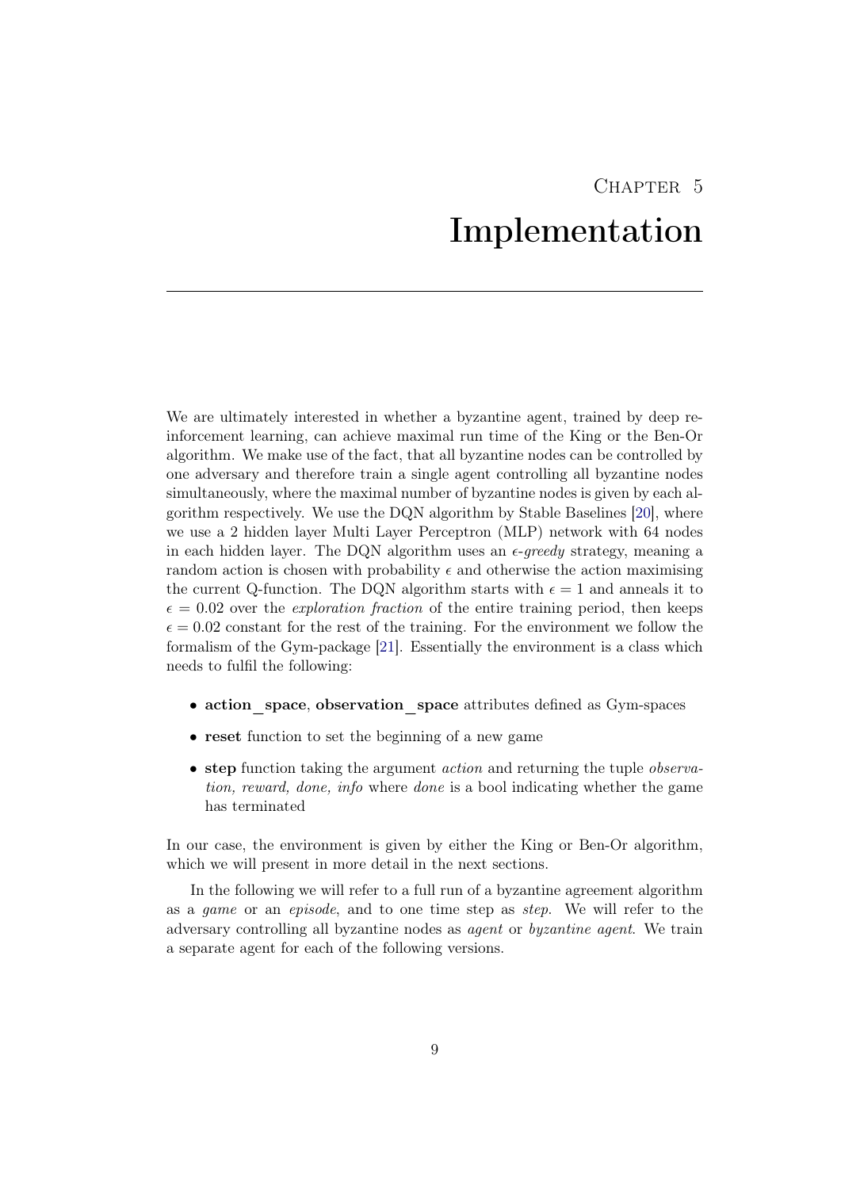# Chapter 5

# Implementation

We are ultimately interested in whether a byzantine agent, trained by deep reinforcement learning, can achieve maximal run time of the King or the Ben-Or algorithm. We make use of the fact, that all byzantine nodes can be controlled by one adversary and therefore train a single agent controlling all byzantine nodes simultaneously, where the maximal number of byzantine nodes is given by each algorithm respectively. We use the DQN algorithm by Stable Baselines [20], where we use a 2 hidden layer Multi Layer Perceptron (MLP) network with 64 nodes in each hidden layer. The DQN algorithm uses an $\epsilon$-*greedy* strategy, meaning a random action is chosen with probability $\epsilon$ and otherwise the action maximising the current Q-function. The DQN algorithm starts with $\epsilon = 1$ and anneals it to $\epsilon = 0.02$ over the *exploration fraction* of the entire training period, then keeps $\epsilon = 0.02$ constant for the rest of the training. For the environment we follow the formalism of the Gym-package [21]. Essentially the environment is a class which needs to fulfil the following:

- **action_space**, **observation_space** attributes defined as Gym-spaces
- **reset** function to set the beginning of a new game
- **step** function taking the argument *action* and returning the tuple *observation, reward, done, info* where *done* is a bool indicating whether the game has terminated

In our case, the environment is given by either the King or Ben-Or algorithm, which we will present in more detail in the next sections.

In the following we will refer to a full run of a byzantine agreement algorithm as a *game* or an *episode*, and to one time step as *step*. We will refer to the adversary controlling all byzantine nodes as *agent* or *byzantine agent*. We train a separate agent for each of the following versions.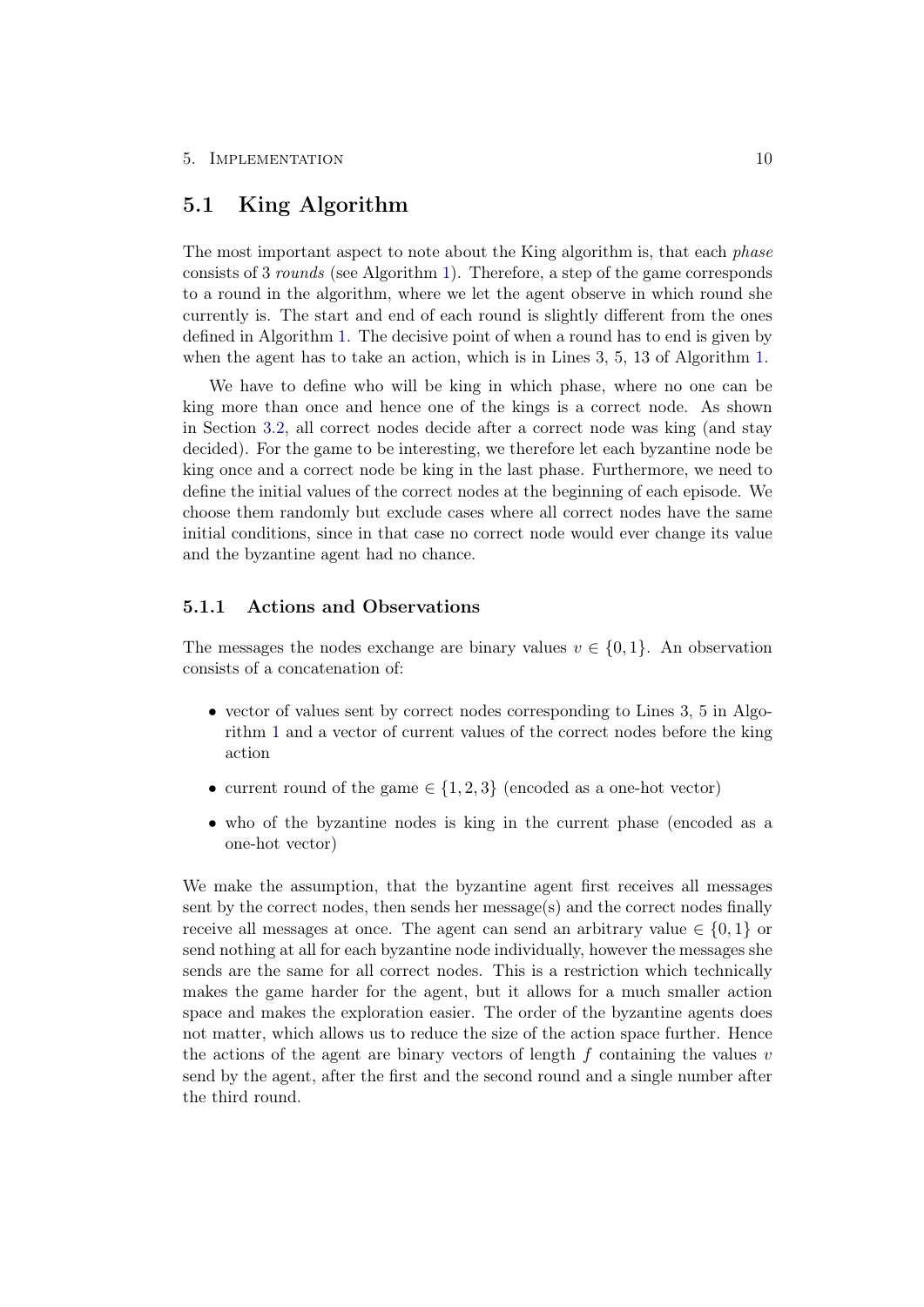## 5.1 King Algorithm

The most important aspect to note about the King algorithm is, that each *phase* consists of 3 *rounds* (see Algorithm 1). Therefore, a step of the game corresponds to a round in the algorithm, where we let the agent observe in which round she currently is. The start and end of each round is slightly different from the ones defined in Algorithm 1. The decisive point of when a round has to end is given by when the agent has to take an action, which is in Lines 3, 5, 13 of Algorithm 1.

We have to define who will be king in which phase, where no one can be king more than once and hence one of the kings is a correct node. As shown in Section 3.2, all correct nodes decide after a correct node was king (and stay decided). For the game to be interesting, we therefore let each byzantine node be king once and a correct node be king in the last phase. Furthermore, we need to define the initial values of the correct nodes at the beginning of each episode. We choose them randomly but exclude cases where all correct nodes have the same initial conditions, since in that case no correct node would ever change its value and the byzantine agent had no chance.

### 5.1.1 Actions and Observations

The messages the nodes exchange are binary values $v \in \{0, 1\}$. An observation consists of a concatenation of:

- vector of values sent by correct nodes corresponding to Lines 3, 5 in Algorithm 1 and a vector of current values of the correct nodes before the king action
- current round of the game $\in \{1, 2, 3\}$ (encoded as a one-hot vector)
- who of the byzantine nodes is king in the current phase (encoded as a one-hot vector)

We make the assumption, that the byzantine agent first receives all messages sent by the correct nodes, then sends her message(s) and the correct nodes finally receive all messages at once. The agent can send an arbitrary value $\in \{0, 1\}$ or send nothing at all for each byzantine node individually, however the messages she sends are the same for all correct nodes. This is a restriction which technically makes the game harder for the agent, but it allows for a much smaller action space and makes the exploration easier. The order of the byzantine agents does not matter, which allows us to reduce the size of the action space further. Hence the actions of the agent are binary vectors of length $f$ containing the values $v$ send by the agent, after the first and the second round and a single number after the third round.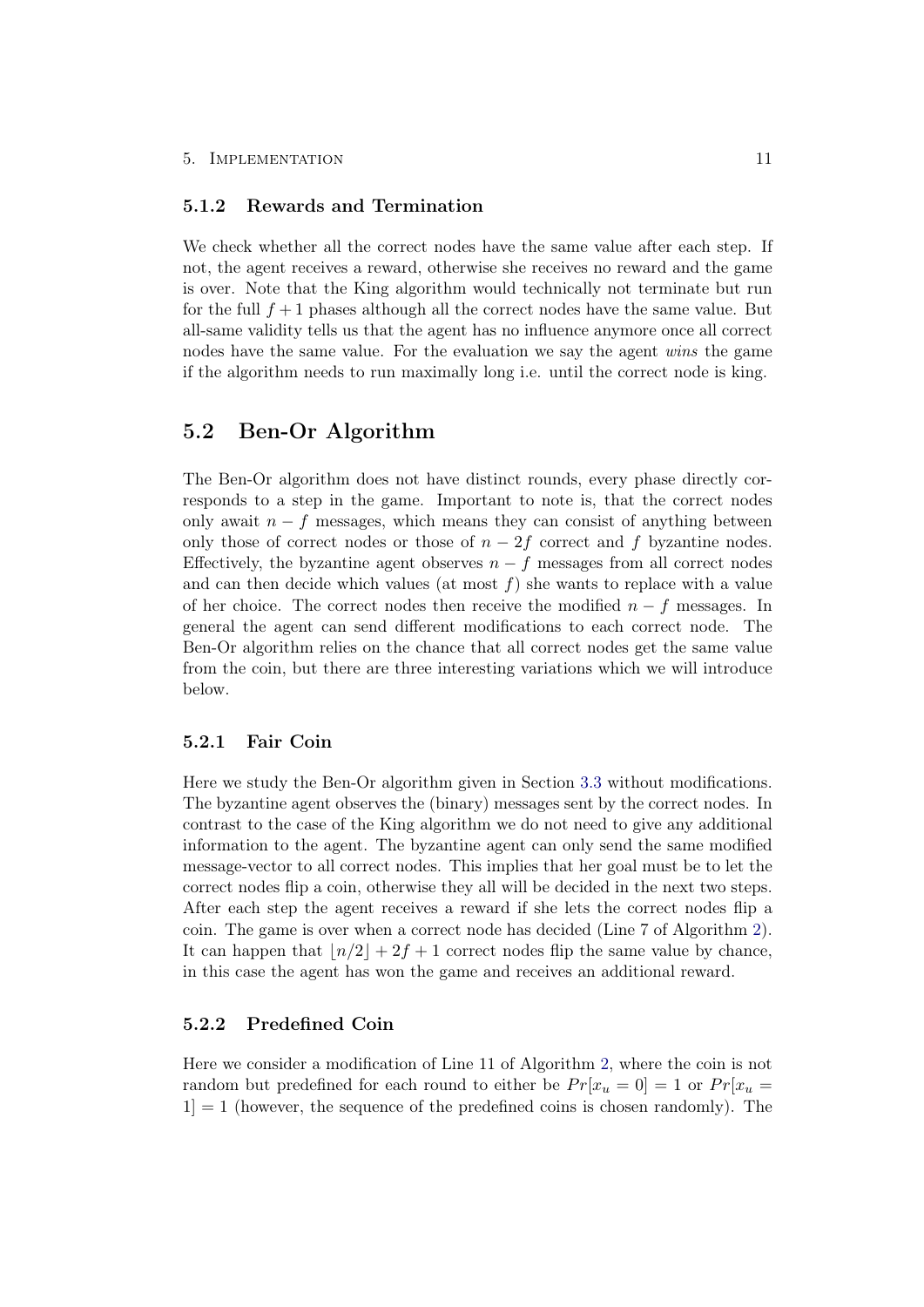#### 5.1.2 Rewards and Termination

We check whether all the correct nodes have the same value after each step. If not, the agent receives a reward, otherwise she receives no reward and the game is over. Note that the King algorithm would technically not terminate but run for the full $f + 1$ phases although all the correct nodes have the same value. But all-same validity tells us that the agent has no influence anymore once all correct nodes have the same value. For the evaluation we say the agent *wins* the game if the algorithm needs to run maximally long i.e. until the correct node is king.

### 5.2 Ben-Or Algorithm

The Ben-Or algorithm does not have distinct rounds, every phase directly corresponds to a step in the game. Important to note is, that the correct nodes only await $n - f$ messages, which means they can consist of anything between only those of correct nodes or those of $n - 2f$ correct and $f$ byzantine nodes. Effectively, the byzantine agent observes $n - f$ messages from all correct nodes and can then decide which values (at most $f$) she wants to replace with a value of her choice. The correct nodes then receive the modified $n - f$ messages. In general the agent can send different modifications to each correct node. The Ben-Or algorithm relies on the chance that all correct nodes get the same value from the coin, but there are three interesting variations which we will introduce below.

#### 5.2.1 Fair Coin

Here we study the Ben-Or algorithm given in Section 3.3 without modifications. The byzantine agent observes the (binary) messages sent by the correct nodes. In contrast to the case of the King algorithm we do not need to give any additional information to the agent. The byzantine agent can only send the same modified message-vector to all correct nodes. This implies that her goal must be to let the correct nodes flip a coin, otherwise they all will be decided in the next two steps. After each step the agent receives a reward if she lets the correct nodes flip a coin. The game is over when a correct node has decided (Line 7 of Algorithm 2). It can happen that $\lfloor n/2 \rfloor + 2f + 1$ correct nodes flip the same value by chance, in this case the agent has won the game and receives an additional reward.

#### 5.2.2 Predefined Coin

Here we consider a modification of Line 11 of Algorithm 2, where the coin is not random but predefined for each round to either be $Pr[x_u = 0] = 1$ or $Pr[x_u = 1] = 1$ (however, the sequence of the predefined coins is chosen randomly). The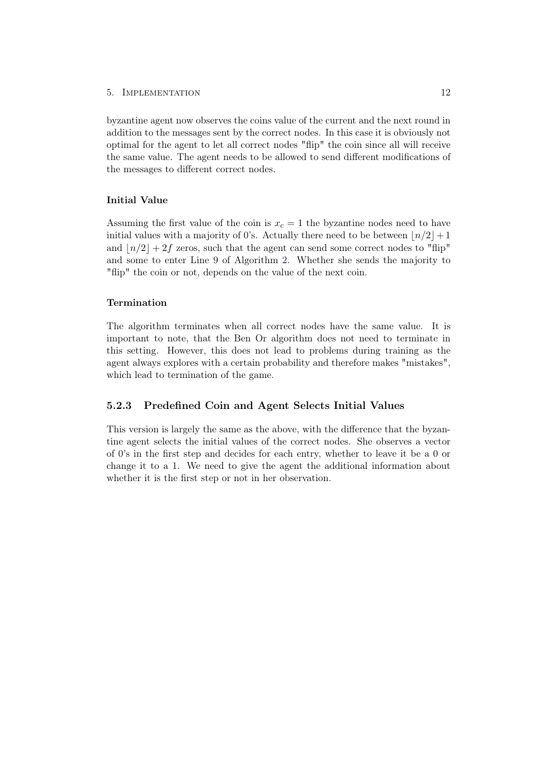byzantine agent now observes the coins value of the current and the next round in addition to the messages sent by the correct nodes. In this case it is obviously not optimal for the agent to let all correct nodes "flip" the coin since all will receive the same value. The agent needs to be allowed to send different modifications of the messages to different correct nodes.

#### Initial Value

Assuming the first value of the coin is $x_c = 1$ the byzantine nodes need to have initial values with a majority of 0's. Actually there need to be between $\lfloor n/2 \rfloor + 1$ and $\lfloor n/2 \rfloor + 2f$ zeros, such that the agent can send some correct nodes to "flip" and some to enter Line 9 of Algorithm 2. Whether she sends the majority to "flip" the coin or not, depends on the value of the next coin.

#### Termination

The algorithm terminates when all correct nodes have the same value. It is important to note, that the Ben Or algorithm does not need to terminate in this setting. However, this does not lead to problems during training as the agent always explores with a certain probability and therefore makes "mistakes", which lead to termination of the game.

### 5.2.3 Predefined Coin and Agent Selects Initial Values

This version is largely the same as the above, with the difference that the byzantine agent selects the initial values of the correct nodes. She observes a vector of 0's in the first step and decides for each entry, whether to leave it be a 0 or change it to a 1. We need to give the agent the additional information about whether it is the first step or not in her observation.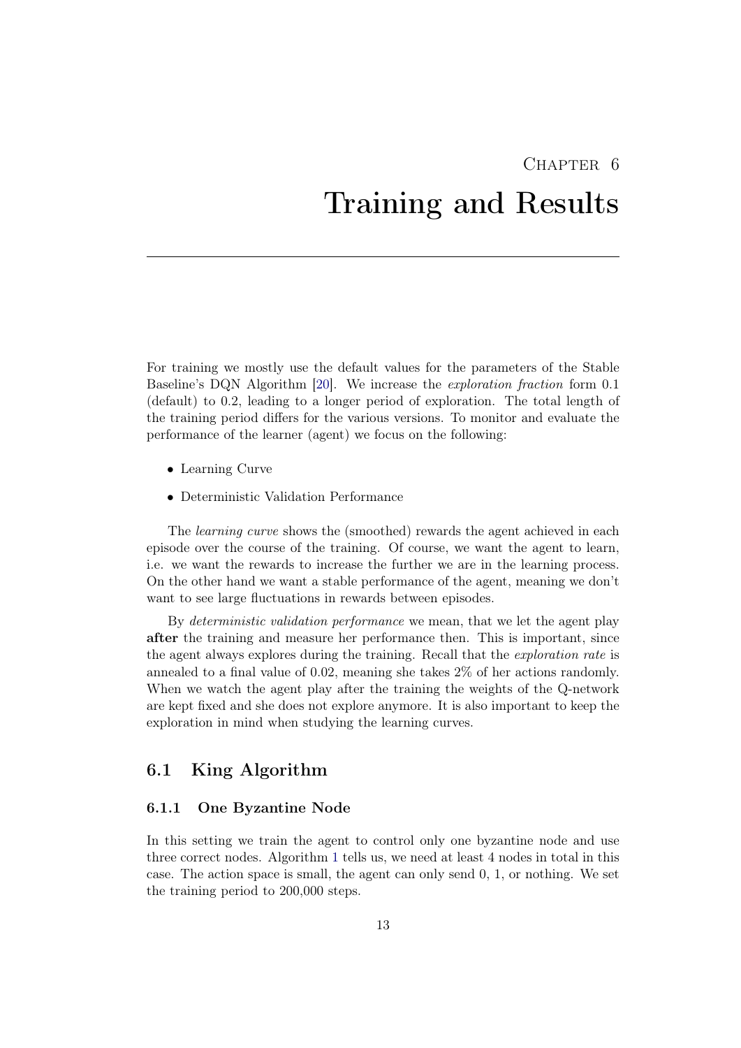# Chapter 6

# Training and Results

For training we mostly use the default values for the parameters of the Stable Baseline's DQN Algorithm [20]. We increase the *exploration fraction* form 0.1 (default) to 0.2, leading to a longer period of exploration. The total length of the training period differs for the various versions. To monitor and evaluate the performance of the learner (agent) we focus on the following:

- Learning Curve
- Deterministic Validation Performance

The *learning curve* shows the (smoothed) rewards the agent achieved in each episode over the course of the training. Of course, we want the agent to learn, i.e. we want the rewards to increase the further we are in the learning process. On the other hand we want a stable performance of the agent, meaning we don't want to see large fluctuations in rewards between episodes.

By *deterministic validation performance* we mean, that we let the agent play **after** the training and measure her performance then. This is important, since the agent always explores during the training. Recall that the *exploration rate* is annealed to a final value of 0.02, meaning she takes 2% of her actions randomly. When we watch the agent play after the training the weights of the Q-network are kept fixed and she does not explore anymore. It is also important to keep the exploration in mind when studying the learning curves.

## 6.1 King Algorithm

### 6.1.1 One Byzantine Node

In this setting we train the agent to control only one byzantine node and use three correct nodes. Algorithm 1 tells us, we need at least 4 nodes in total in this case. The action space is small, the agent can only send 0, 1, or nothing. We set the training period to 200,000 steps.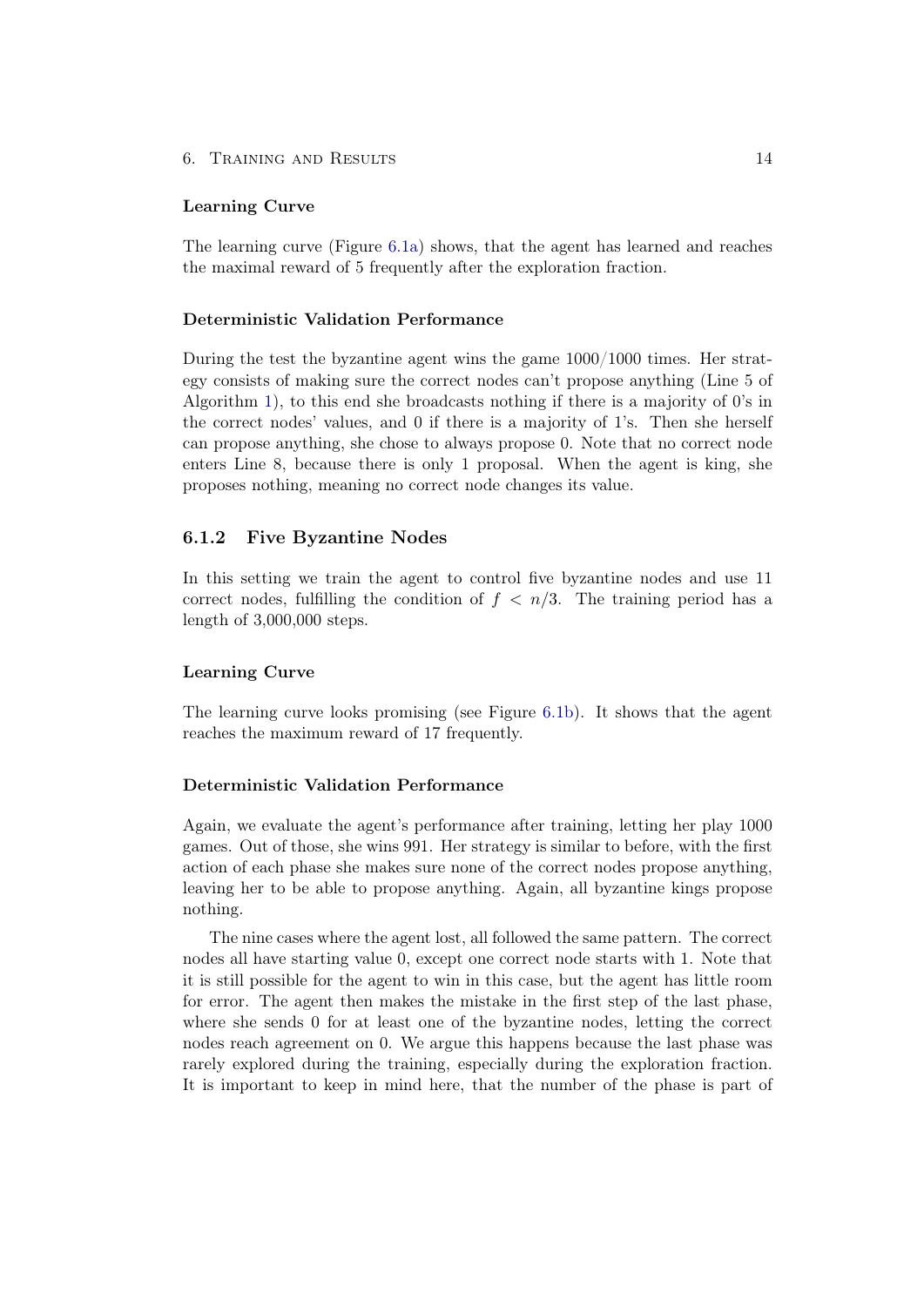#### Learning Curve

The learning curve (Figure 6.1a) shows, that the agent has learned and reaches the maximal reward of 5 frequently after the exploration fraction.

#### Deterministic Validation Performance

During the test the byzantine agent wins the game 1000/1000 times. Her strategy consists of making sure the correct nodes can't propose anything (Line 5 of Algorithm 1), to this end she broadcasts nothing if there is a majority of 0's in the correct nodes' values, and 0 if there is a majority of 1's. Then she herself can propose anything, she chose to always propose 0. Note that no correct node enters Line 8, because there is only 1 proposal. When the agent is king, she proposes nothing, meaning no correct node changes its value.

### 6.1.2 Five Byzantine Nodes

In this setting we train the agent to control five byzantine nodes and use 11 correct nodes, fulfilling the condition of $f < n/3$. The training period has a length of 3,000,000 steps.

#### Learning Curve

The learning curve looks promising (see Figure 6.1b). It shows that the agent reaches the maximum reward of 17 frequently.

#### Deterministic Validation Performance

Again, we evaluate the agent's performance after training, letting her play 1000 games. Out of those, she wins 991. Her strategy is similar to before, with the first action of each phase she makes sure none of the correct nodes propose anything, leaving her to be able to propose anything. Again, all byzantine kings propose nothing.

The nine cases where the agent lost, all followed the same pattern. The correct nodes all have starting value 0, except one correct node starts with 1. Note that it is still possible for the agent to win in this case, but the agent has little room for error. The agent then makes the mistake in the first step of the last phase, where she sends 0 for at least one of the byzantine nodes, letting the correct nodes reach agreement on 0. We argue this happens because the last phase was rarely explored during the training, especially during the exploration fraction. It is important to keep in mind here, that the number of the phase is part of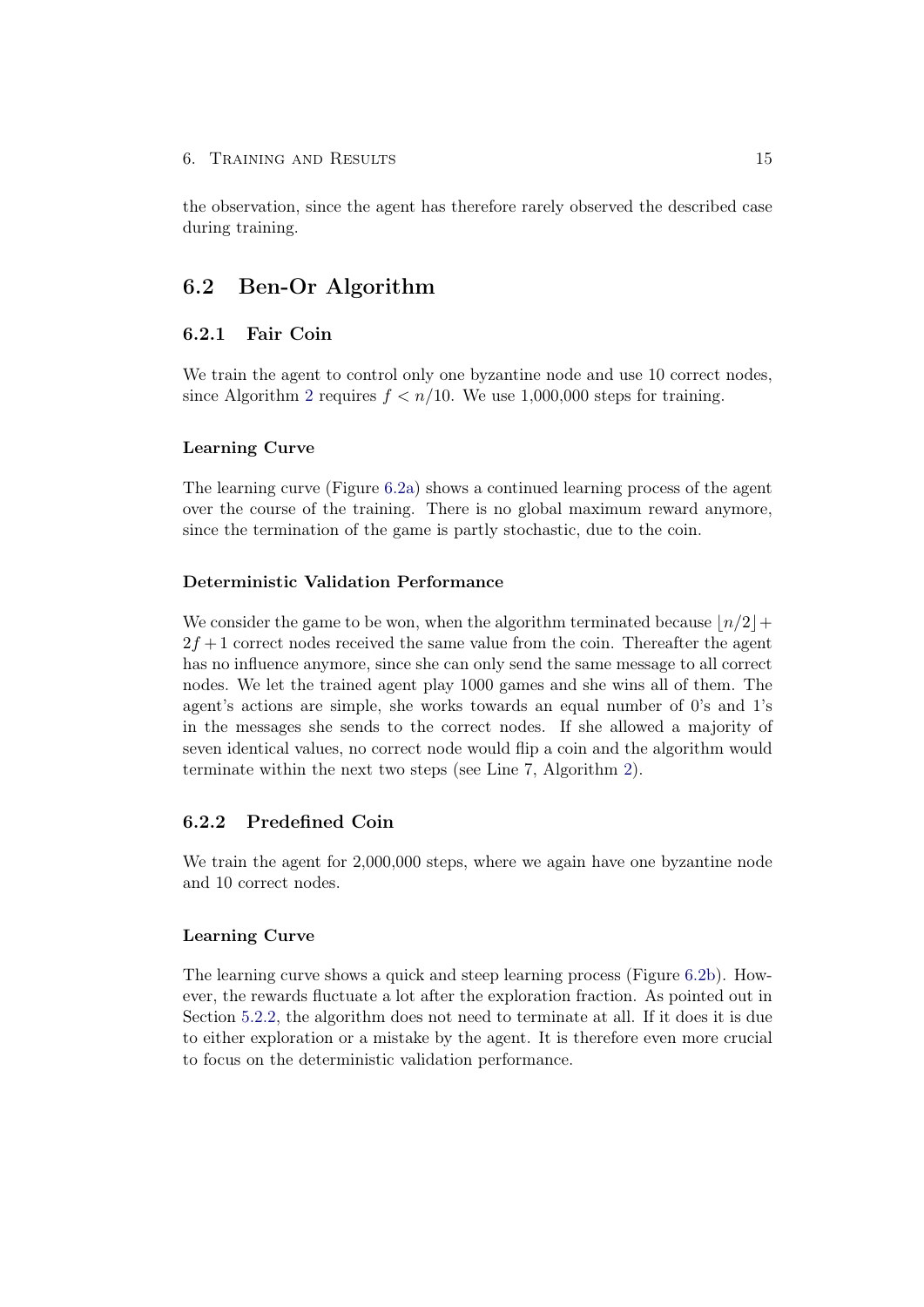the observation, since the agent has therefore rarely observed the described case during training.

## 6.2 Ben-Or Algorithm

### 6.2.1 Fair Coin

We train the agent to control only one byzantine node and use 10 correct nodes, since Algorithm 2 requires $f < n/10$. We use 1,000,000 steps for training.

#### Learning Curve

The learning curve (Figure 6.2a) shows a continued learning process of the agent over the course of the training. There is no global maximum reward anymore, since the termination of the game is partly stochastic, due to the coin.

#### Deterministic Validation Performance

We consider the game to be won, when the algorithm terminated because $\lfloor n/2 \rfloor + 2f + 1$ correct nodes received the same value from the coin. Thereafter the agent has no influence anymore, since she can only send the same message to all correct nodes. We let the trained agent play 1000 games and she wins all of them. The agent's actions are simple, she works towards an equal number of 0's and 1's in the messages she sends to the correct nodes. If she allowed a majority of seven identical values, no correct node would flip a coin and the algorithm would terminate within the next two steps (see Line 7, Algorithm 2).

### 6.2.2 Predefined Coin

We train the agent for 2,000,000 steps, where we again have one byzantine node and 10 correct nodes.

#### Learning Curve

The learning curve shows a quick and steep learning process (Figure 6.2b). However, the rewards fluctuate a lot after the exploration fraction. As pointed out in Section 5.2.2, the algorithm does not need to terminate at all. If it does it is due to either exploration or a mistake by the agent. It is therefore even more crucial to focus on the deterministic validation performance.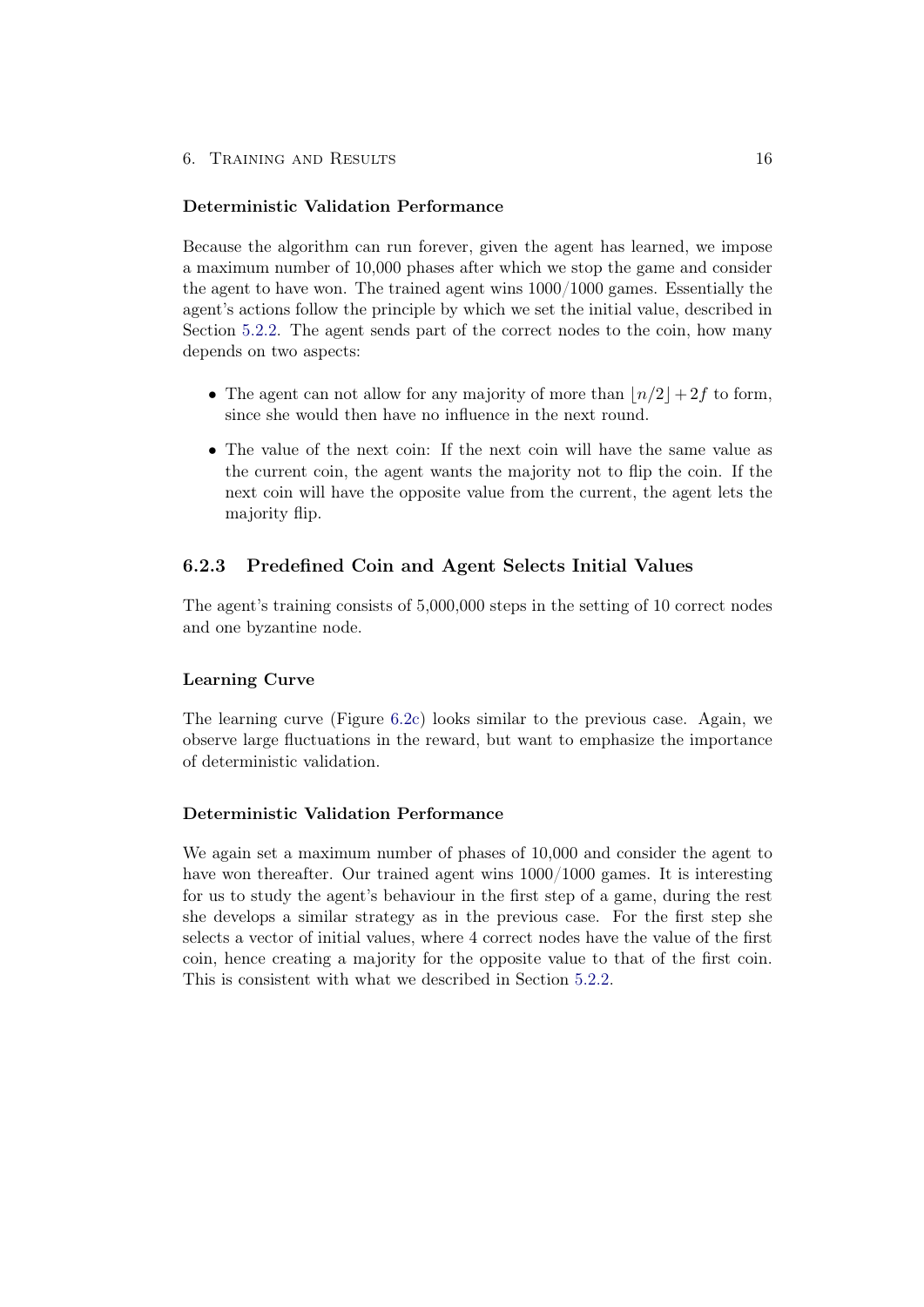#### Deterministic Validation Performance

Because the algorithm can run forever, given the agent has learned, we impose a maximum number of 10,000 phases after which we stop the game and consider the agent to have won. The trained agent wins 1000/1000 games. Essentially the agent's actions follow the principle by which we set the initial value, described in Section 5.2.2. The agent sends part of the correct nodes to the coin, how many depends on two aspects:

- The agent can not allow for any majority of more than $\lfloor n/2 \rfloor + 2f$ to form, since she would then have no influence in the next round.
- The value of the next coin: If the next coin will have the same value as the current coin, the agent wants the majority not to flip the coin. If the next coin will have the opposite value from the current, the agent lets the majority flip.

### 6.2.3 Predefined Coin and Agent Selects Initial Values

The agent's training consists of 5,000,000 steps in the setting of 10 correct nodes and one byzantine node.

#### Learning Curve

The learning curve (Figure 6.2c) looks similar to the previous case. Again, we observe large fluctuations in the reward, but want to emphasize the importance of deterministic validation.

#### Deterministic Validation Performance

We again set a maximum number of phases of 10,000 and consider the agent to have won thereafter. Our trained agent wins 1000/1000 games. It is interesting for us to study the agent's behaviour in the first step of a game, during the rest she develops a similar strategy as in the previous case. For the first step she selects a vector of initial values, where 4 correct nodes have the value of the first coin, hence creating a majority for the opposite value to that of the first coin. This is consistent with what we described in Section 5.2.2.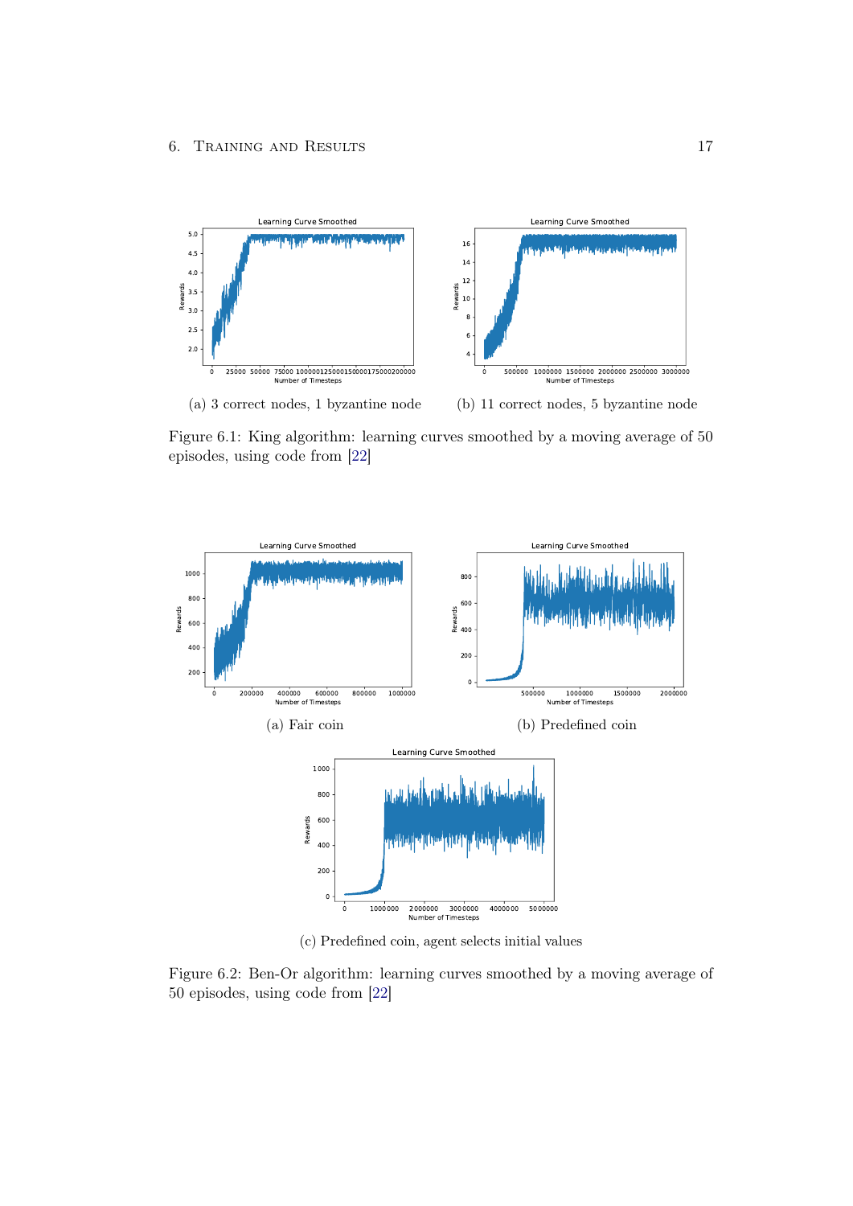(a) 3 correct nodes, 1 byzantine node

(b) 11 correct nodes, 5 byzantine node

Figure 6.1: King algorithm: learning curves smoothed by a moving average of 50 episodes, using code from [22]

(a) Fair coin

(b) Predefined coin

(c) Predefined coin, agent selects initial values

Figure 6.2: Ben-Or algorithm: learning curves smoothed by a moving average of 50 episodes, using code from [22]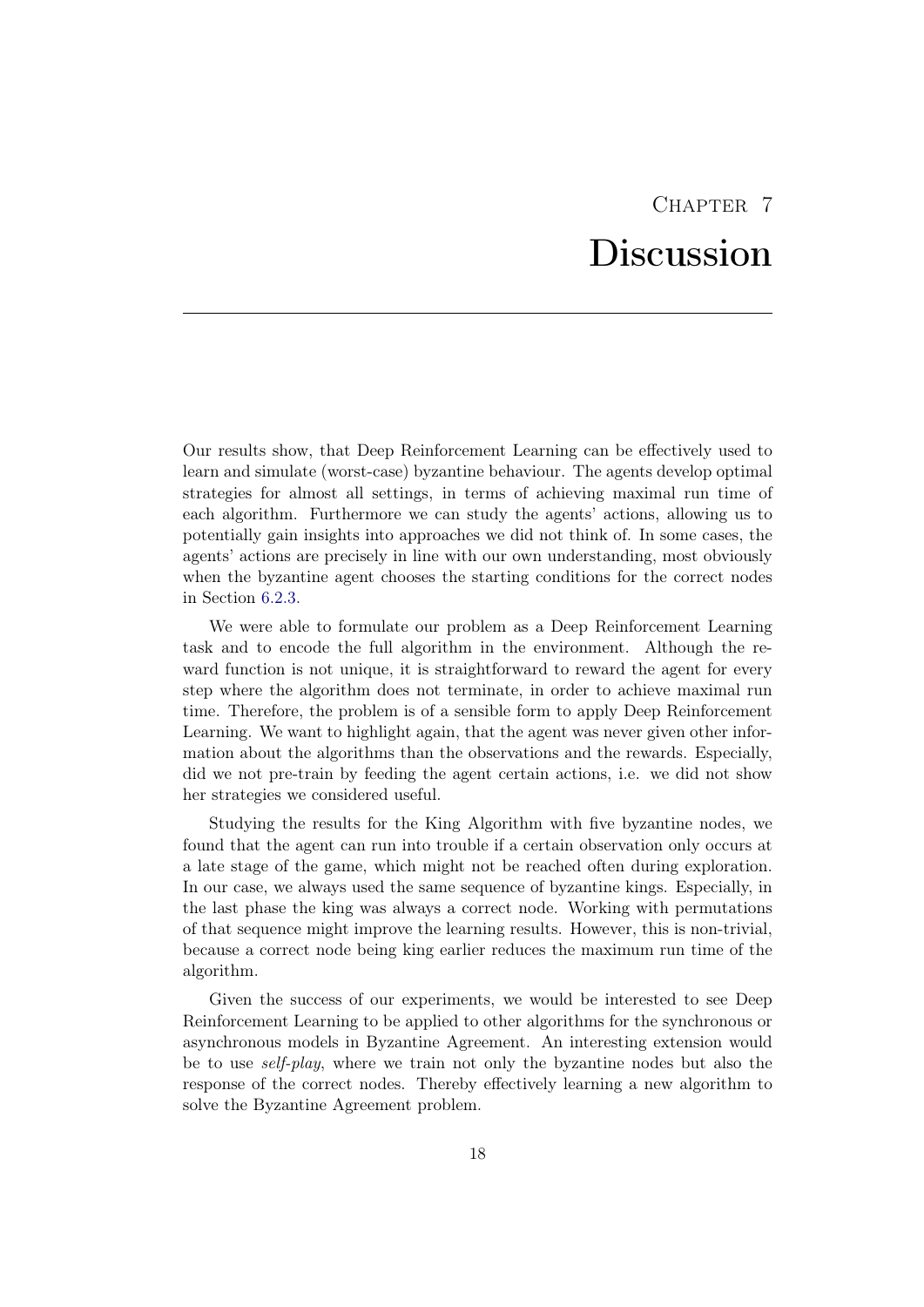# Chapter 7
# Discussion

Our results show, that Deep Reinforcement Learning can be effectively used to learn and simulate (worst-case) byzantine behaviour. The agents develop optimal strategies for almost all settings, in terms of achieving maximal run time of each algorithm. Furthermore we can study the agents' actions, allowing us to potentially gain insights into approaches we did not think of. In some cases, the agents' actions are precisely in line with our own understanding, most obviously when the byzantine agent chooses the starting conditions for the correct nodes in Section 6.2.3.

We were able to formulate our problem as a Deep Reinforcement Learning task and to encode the full algorithm in the environment. Although the reward function is not unique, it is straightforward to reward the agent for every step where the algorithm does not terminate, in order to achieve maximal run time. Therefore, the problem is of a sensible form to apply Deep Reinforcement Learning. We want to highlight again, that the agent was never given other information about the algorithms than the observations and the rewards. Especially, did we not pre-train by feeding the agent certain actions, i.e. we did not show her strategies we considered useful.

Studying the results for the King Algorithm with five byzantine nodes, we found that the agent can run into trouble if a certain observation only occurs at a late stage of the game, which might not be reached often during exploration. In our case, we always used the same sequence of byzantine kings. Especially, in the last phase the king was always a correct node. Working with permutations of that sequence might improve the learning results. However, this is non-trivial, because a correct node being king earlier reduces the maximum run time of the algorithm.

Given the success of our experiments, we would be interested to see Deep Reinforcement Learning to be applied to other algorithms for the synchronous or asynchronous models in Byzantine Agreement. An interesting extension would be to use *self-play*, where we train not only the byzantine nodes but also the response of the correct nodes. Thereby effectively learning a new algorithm to solve the Byzantine Agreement problem.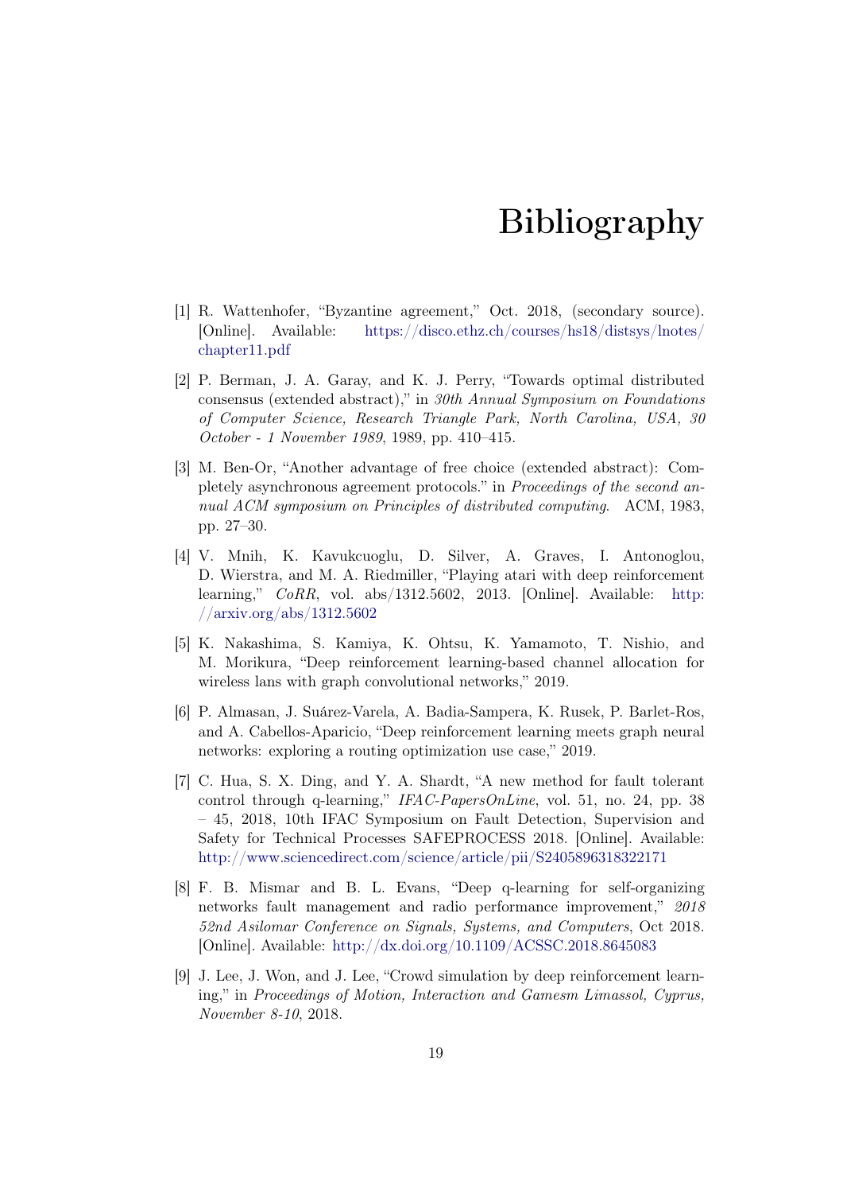# Bibliography

[1] R. Wattenhofer, "Byzantine agreement," Oct. 2018, (secondary source). [Online]. Available: https://disco.ethz.ch/courses/hs18/distsys/lnotes/chapter11.pdf

[2] P. Berman, J. A. Garay, and K. J. Perry, "Towards optimal distributed consensus (extended abstract)," in *30th Annual Symposium on Foundations of Computer Science, Research Triangle Park, North Carolina, USA, 30 October - 1 November 1989*, 1989, pp. 410–415.

[3] M. Ben-Or, "Another advantage of free choice (extended abstract): Completely asynchronous agreement protocols." in *Proceedings of the second annual ACM symposium on Principles of distributed computing*. ACM, 1983, pp. 27–30.

[4] V. Mnih, K. Kavukcuoglu, D. Silver, A. Graves, I. Antonoglou, D. Wierstra, and M. A. Riedmiller, "Playing atari with deep reinforcement learning," *CoRR*, vol. abs/1312.5602, 2013. [Online]. Available: http://arxiv.org/abs/1312.5602

[5] K. Nakashima, S. Kamiya, K. Ohtsu, K. Yamamoto, T. Nishio, and M. Morikura, "Deep reinforcement learning-based channel allocation for wireless lans with graph convolutional networks," 2019.

[6] P. Almasan, J. Suárez-Varela, A. Badia-Sampera, K. Rusek, P. Barlet-Ros, and A. Cabellos-Aparicio, "Deep reinforcement learning meets graph neural networks: exploring a routing optimization use case," 2019.

[7] C. Hua, S. X. Ding, and Y. A. Shardt, "A new method for fault tolerant control through q-learning," *IFAC-PapersOnLine*, vol. 51, no. 24, pp. 38 – 45, 2018, 10th IFAC Symposium on Fault Detection, Supervision and Safety for Technical Processes SAFEPROCESS 2018. [Online]. Available: http://www.sciencedirect.com/science/article/pii/S2405896318322171

[8] F. B. Mismar and B. L. Evans, "Deep q-learning for self-organizing networks fault management and radio performance improvement," *2018 52nd Asilomar Conference on Signals, Systems, and Computers*, Oct 2018. [Online]. Available: http://dx.doi.org/10.1109/ACSSC.2018.8645083

[9] J. Lee, J. Won, and J. Lee, "Crowd simulation by deep reinforcement learning," in *Proceedings of Motion, Interaction and Gamesm Limassol, Cyprus, November 8-10*, 2018.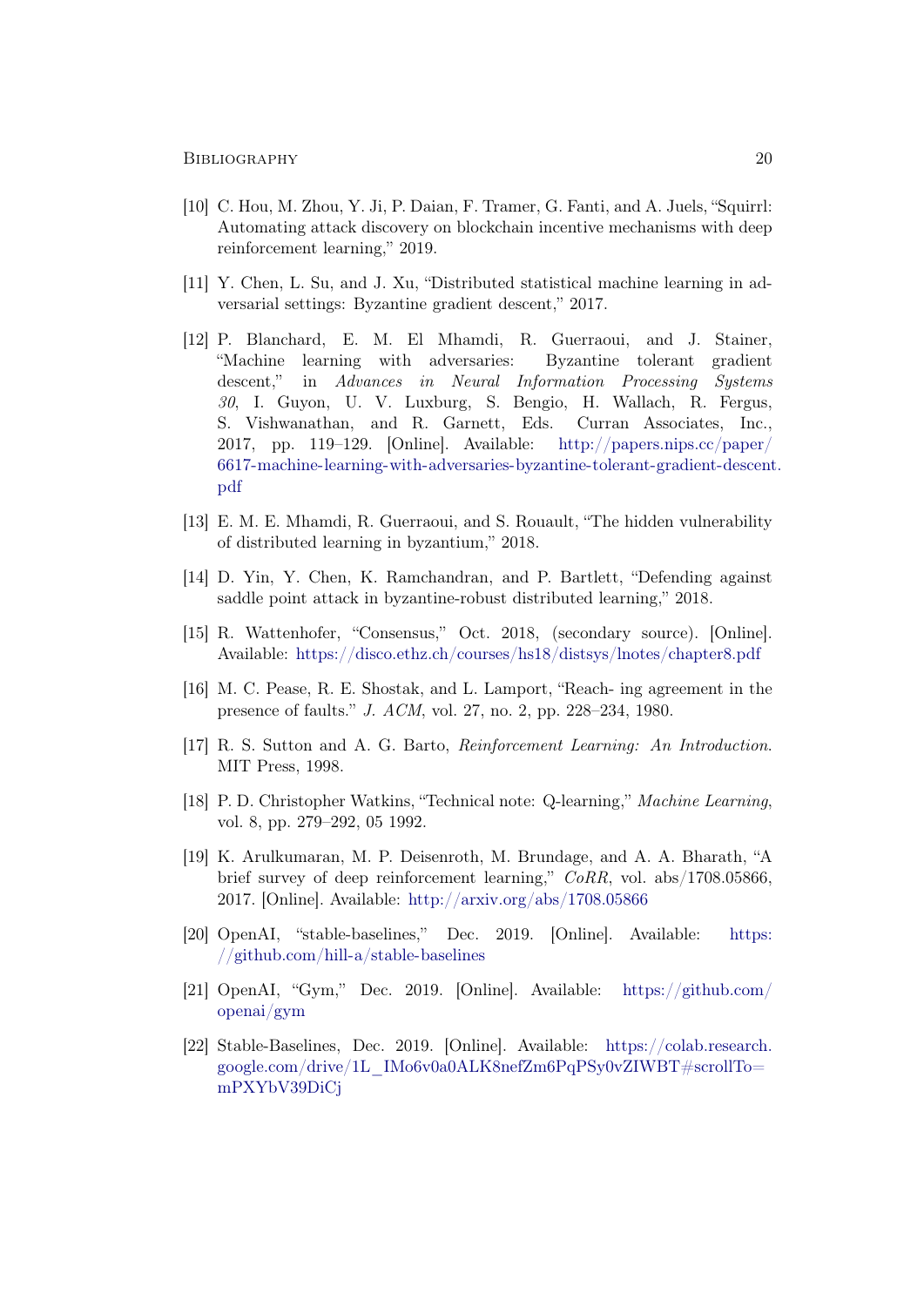[10] C. Hou, M. Zhou, Y. Ji, P. Daian, F. Tramer, G. Fanti, and A. Juels, "Squirrl: Automating attack discovery on blockchain incentive mechanisms with deep reinforcement learning," 2019.

[11] Y. Chen, L. Su, and J. Xu, "Distributed statistical machine learning in adversarial settings: Byzantine gradient descent," 2017.

[12] P. Blanchard, E. M. El Mhamdi, R. Guerraoui, and J. Stainer, "Machine learning with adversaries: Byzantine tolerant gradient descent," in *Advances in Neural Information Processing Systems 30*, I. Guyon, U. V. Luxburg, S. Bengio, H. Wallach, R. Fergus, S. Vishwanathan, and R. Garnett, Eds. Curran Associates, Inc., 2017, pp. 119–129. [Online]. Available: http://papers.nips.cc/paper/6617-machine-learning-with-adversaries-byzantine-tolerant-gradient-descent.pdf

[13] E. M. E. Mhamdi, R. Guerraoui, and S. Rouault, "The hidden vulnerability of distributed learning in byzantium," 2018.

[14] D. Yin, Y. Chen, K. Ramchandran, and P. Bartlett, "Defending against saddle point attack in byzantine-robust distributed learning," 2018.

[15] R. Wattenhofer, "Consensus," Oct. 2018, (secondary source). [Online]. Available: https://disco.ethz.ch/courses/hs18/distsys/lnotes/chapter8.pdf

[16] M. C. Pease, R. E. Shostak, and L. Lamport, "Reach- ing agreement in the presence of faults." *J. ACM*, vol. 27, no. 2, pp. 228–234, 1980.

[17] R. S. Sutton and A. G. Barto, *Reinforcement Learning: An Introduction*. MIT Press, 1998.

[18] P. D. Christopher Watkins, "Technical note: Q-learning," *Machine Learning*, vol. 8, pp. 279–292, 05 1992.

[19] K. Arulkumaran, M. P. Deisenroth, M. Brundage, and A. A. Bharath, "A brief survey of deep reinforcement learning," *CoRR*, vol. abs/1708.05866, 2017. [Online]. Available: http://arxiv.org/abs/1708.05866

[20] OpenAI, "stable-baselines," Dec. 2019. [Online]. Available: https://github.com/hill-a/stable-baselines

[21] OpenAI, "Gym," Dec. 2019. [Online]. Available: https://github.com/openai/gym

[22] Stable-Baselines, Dec. 2019. [Online]. Available: https://colab.research.google.com/drive/1L_IMo6v0a0ALK8nefZm6PqPSy0vZIWBT#scrollTo=mPXYbV39DiCj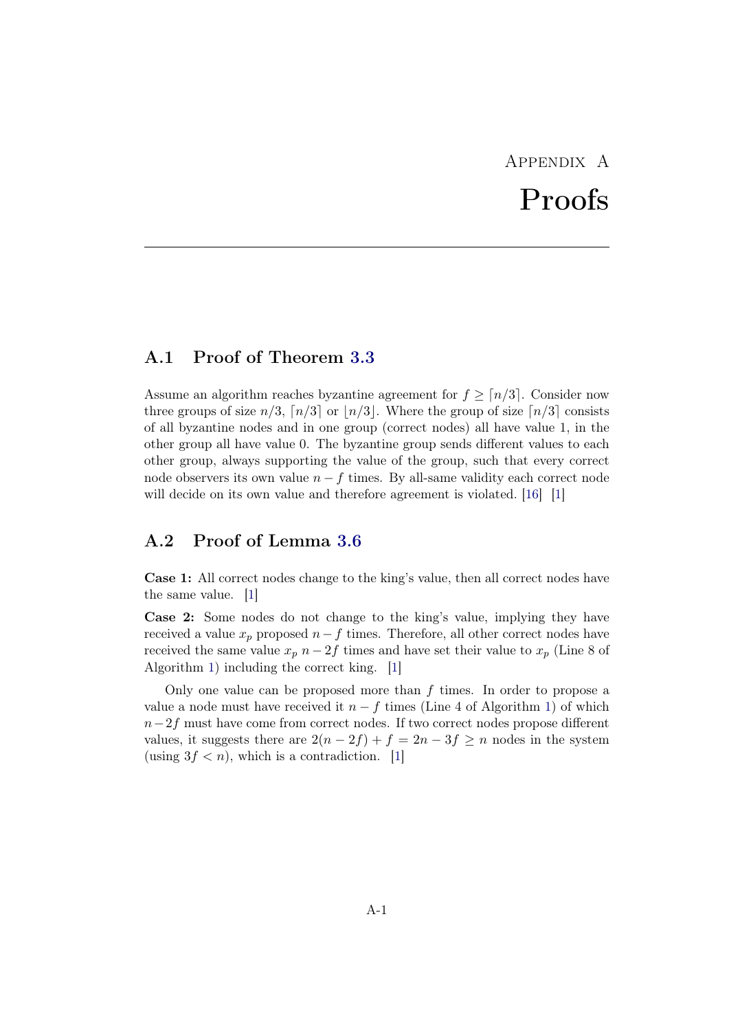# Appendix A

# Proofs

## A.1 Proof of Theorem 3.3

Assume an algorithm reaches byzantine agreement for $f \geq \lceil n/3 \rceil$. Consider now three groups of size $n/3$, $\lceil n/3 \rceil$ or $\lfloor n/3 \rfloor$. Where the group of size $\lceil n/3 \rceil$ consists of all byzantine nodes and in one group (correct nodes) all have value 1, in the other group all have value 0. The byzantine group sends different values to each other group, always supporting the value of the group, such that every correct node observers its own value $n - f$ times. By all-same validity each correct node will decide on its own value and therefore agreement is violated. [16] [1]

## A.2 Proof of Lemma 3.6

**Case 1:** All correct nodes change to the king's value, then all correct nodes have the same value. [1]

**Case 2:** Some nodes do not change to the king's value, implying they have received a value $x_p$ proposed $n - f$ times. Therefore, all other correct nodes have received the same value $x_p$ $n - 2f$ times and have set their value to $x_p$ (Line 8 of Algorithm 1) including the correct king. [1]

Only one value can be proposed more than $f$ times. In order to propose a value a node must have received it $n - f$ times (Line 4 of Algorithm 1) of which $n - 2f$ must have come from correct nodes. If two correct nodes propose different values, it suggests there are $2(n - 2f) + f = 2n - 3f \geq n$ nodes in the system (using $3f < n$), which is a contradiction. [1]